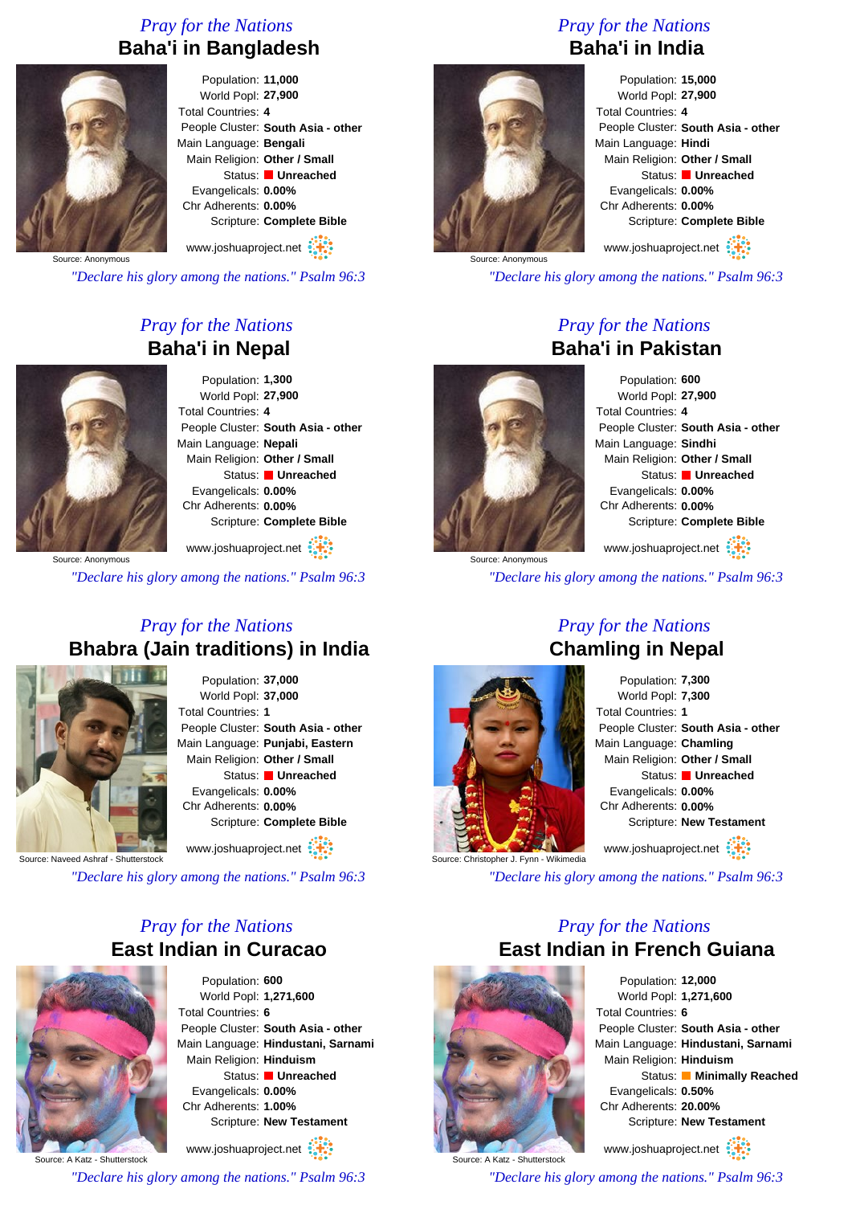## Pray for the Nations
# Baha'i in Bangladesh

Source: Anonymous

Population: **11,000**
World Popl: **27,900**
Total Countries: **4**
People Cluster: **South Asia - other**
Main Language: **Bengali**
Main Religion: **Other / Small**
Status: **Unreached**
Evangelicals: **0.00%**
Chr Adherents: **0.00%**
Scripture: **Complete Bible**

www.joshuaproject.net

*"Declare his glory among the nations." Psalm 96:3*

## Pray for the Nations
# Baha'i in India

Source: Anonymous

Population: **15,000**
World Popl: **27,900**
Total Countries: **4**
People Cluster: **South Asia - other**
Main Language: **Hindi**
Main Religion: **Other / Small**
Status: **Unreached**
Evangelicals: **0.00%**
Chr Adherents: **0.00%**
Scripture: **Complete Bible**

www.joshuaproject.net

*"Declare his glory among the nations." Psalm 96:3*

## Pray for the Nations
# Baha'i in Nepal

Source: Anonymous

Population: **1,300**
World Popl: **27,900**
Total Countries: **4**
People Cluster: **South Asia - other**
Main Language: **Nepali**
Main Religion: **Other / Small**
Status: **Unreached**
Evangelicals: **0.00%**
Chr Adherents: **0.00%**
Scripture: **Complete Bible**

www.joshuaproject.net

*"Declare his glory among the nations." Psalm 96:3*

## Pray for the Nations
# Baha'i in Pakistan

Source: Anonymous

Population: **600**
World Popl: **27,900**
Total Countries: **4**
People Cluster: **South Asia - other**
Main Language: **Sindhi**
Main Religion: **Other / Small**
Status: **Unreached**
Evangelicals: **0.00%**
Chr Adherents: **0.00%**
Scripture: **Complete Bible**

www.joshuaproject.net

*"Declare his glory among the nations." Psalm 96:3*

## Pray for the Nations
# Bhabra (Jain traditions) in India

Source: Naveed Ashraf - Shutterstock

Population: **37,000**
World Popl: **37,000**
Total Countries: **1**
People Cluster: **South Asia - other**
Main Language: **Punjabi, Eastern**
Main Religion: **Other / Small**
Status: **Unreached**
Evangelicals: **0.00%**
Chr Adherents: **0.00%**
Scripture: **Complete Bible**

www.joshuaproject.net

*"Declare his glory among the nations." Psalm 96:3*

## Pray for the Nations
# Chamling in Nepal

Source: Christopher J. Fynn - Wikimedia

Population: **7,300**
World Popl: **7,300**
Total Countries: **1**
People Cluster: **South Asia - other**
Main Language: **Chamling**
Main Religion: **Other / Small**
Status: **Unreached**
Evangelicals: **0.00%**
Chr Adherents: **0.00%**
Scripture: **New Testament**

www.joshuaproject.net

*"Declare his glory among the nations." Psalm 96:3*

## Pray for the Nations
# East Indian in Curacao

Source: A Katz - Shutterstock

Population: **600**
World Popl: **1,271,600**
Total Countries: **6**
People Cluster: **South Asia - other**
Main Language: **Hindustani, Sarnami**
Main Religion: **Hinduism**
Status: **Unreached**
Evangelicals: **0.00%**
Chr Adherents: **1.00%**
Scripture: **New Testament**

www.joshuaproject.net

*"Declare his glory among the nations." Psalm 96:3*

## Pray for the Nations
# East Indian in French Guiana

Source: A Katz - Shutterstock

Population: **12,000**
World Popl: **1,271,600**
Total Countries: **6**
People Cluster: **South Asia - other**
Main Language: **Hindustani, Sarnami**
Main Religion: **Hinduism**
Status: **Minimally Reached**
Evangelicals: **0.50%**
Chr Adherents: **20.00%**
Scripture: **New Testament**

www.joshuaproject.net

*"Declare his glory among the nations." Psalm 96:3*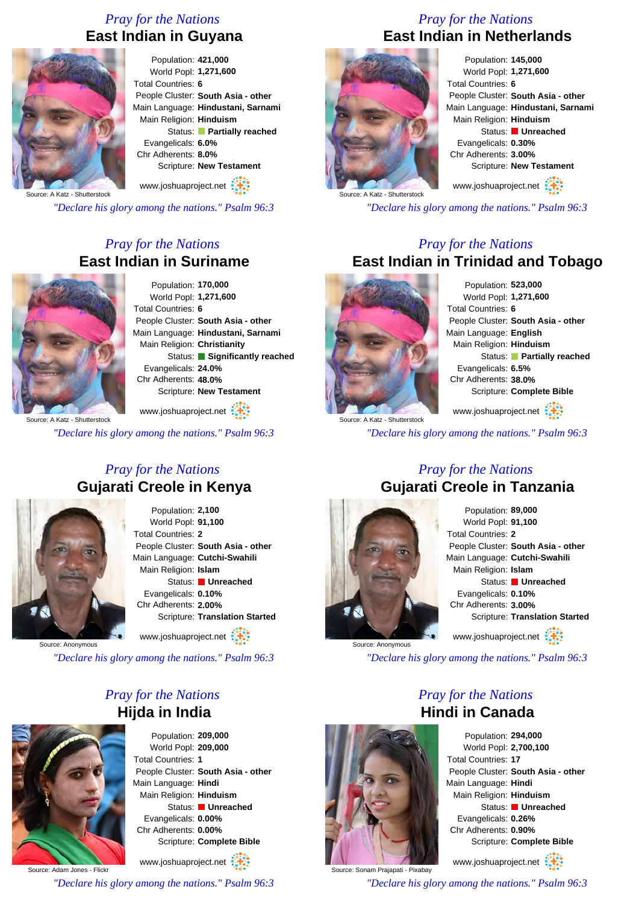## Pray for the Nations

# East Indian in Guyana

Source: A Katz - Shutterstock

Population: **421,000**
World Popl: **1,271,600**
Total Countries: **6**
People Cluster: **South Asia - other**
Main Language: **Hindustani, Sarnami**
Main Religion: **Hinduism**
Status: **Partially reached**
Evangelicals: **6.0%**
Chr Adherents: **8.0%**
Scripture: **New Testament**

www.joshuaproject.net

*"Declare his glory among the nations." Psalm 96:3*

## Pray for the Nations

# East Indian in Netherlands

Source: A Katz - Shutterstock

Population: **145,000**
World Popl: **1,271,600**
Total Countries: **6**
People Cluster: **South Asia - other**
Main Language: **Hindustani, Sarnami**
Main Religion: **Hinduism**
Status: **Unreached**
Evangelicals: **0.30%**
Chr Adherents: **3.00%**
Scripture: **New Testament**

www.joshuaproject.net

*"Declare his glory among the nations." Psalm 96:3*

## Pray for the Nations

# East Indian in Suriname

Source: A Katz - Shutterstock

Population: **170,000**
World Popl: **1,271,600**
Total Countries: **6**
People Cluster: **South Asia - other**
Main Language: **Hindustani, Sarnami**
Main Religion: **Christianity**
Status: **Significantly reached**
Evangelicals: **24.0%**
Chr Adherents: **48.0%**
Scripture: **New Testament**

www.joshuaproject.net

*"Declare his glory among the nations." Psalm 96:3*

## Pray for the Nations

# East Indian in Trinidad and Tobago

Source: A Katz - Shutterstock

Population: **523,000**
World Popl: **1,271,600**
Total Countries: **6**
People Cluster: **South Asia - other**
Main Language: **English**
Main Religion: **Hinduism**
Status: **Partially reached**
Evangelicals: **6.5%**
Chr Adherents: **38.0%**
Scripture: **Complete Bible**

www.joshuaproject.net

*"Declare his glory among the nations." Psalm 96:3*

## Pray for the Nations

# Gujarati Creole in Kenya

Source: Anonymous

Population: **2,100**
World Popl: **91,100**
Total Countries: **2**
People Cluster: **South Asia - other**
Main Language: **Cutchi-Swahili**
Main Religion: **Islam**
Status: **Unreached**
Evangelicals: **0.10%**
Chr Adherents: **2.00%**
Scripture: **Translation Started**

www.joshuaproject.net

*"Declare his glory among the nations." Psalm 96:3*

## Pray for the Nations

# Gujarati Creole in Tanzania

Source: Anonymous

Population: **89,000**
World Popl: **91,100**
Total Countries: **2**
People Cluster: **South Asia - other**
Main Language: **Cutchi-Swahili**
Main Religion: **Islam**
Status: **Unreached**
Evangelicals: **0.10%**
Chr Adherents: **3.00%**
Scripture: **Translation Started**

www.joshuaproject.net

*"Declare his glory among the nations." Psalm 96:3*

## Pray for the Nations

# Hijda in India

Source: Adam Jones - Flickr

Population: **209,000**
World Popl: **209,000**
Total Countries: **1**
People Cluster: **South Asia - other**
Main Language: **Hindi**
Main Religion: **Hinduism**
Status: **Unreached**
Evangelicals: **0.00%**
Chr Adherents: **0.00%**
Scripture: **Complete Bible**

www.joshuaproject.net

*"Declare his glory among the nations." Psalm 96:3*

## Pray for the Nations

# Hindi in Canada

Source: Sonam Prajapati - Pixabay

Population: **294,000**
World Popl: **2,700,100**
Total Countries: **17**
People Cluster: **South Asia - other**
Main Language: **Hindi**
Main Religion: **Hinduism**
Status: **Unreached**
Evangelicals: **0.26%**
Chr Adherents: **0.90%**
Scripture: **Complete Bible**

www.joshuaproject.net

*"Declare his glory among the nations." Psalm 96:3*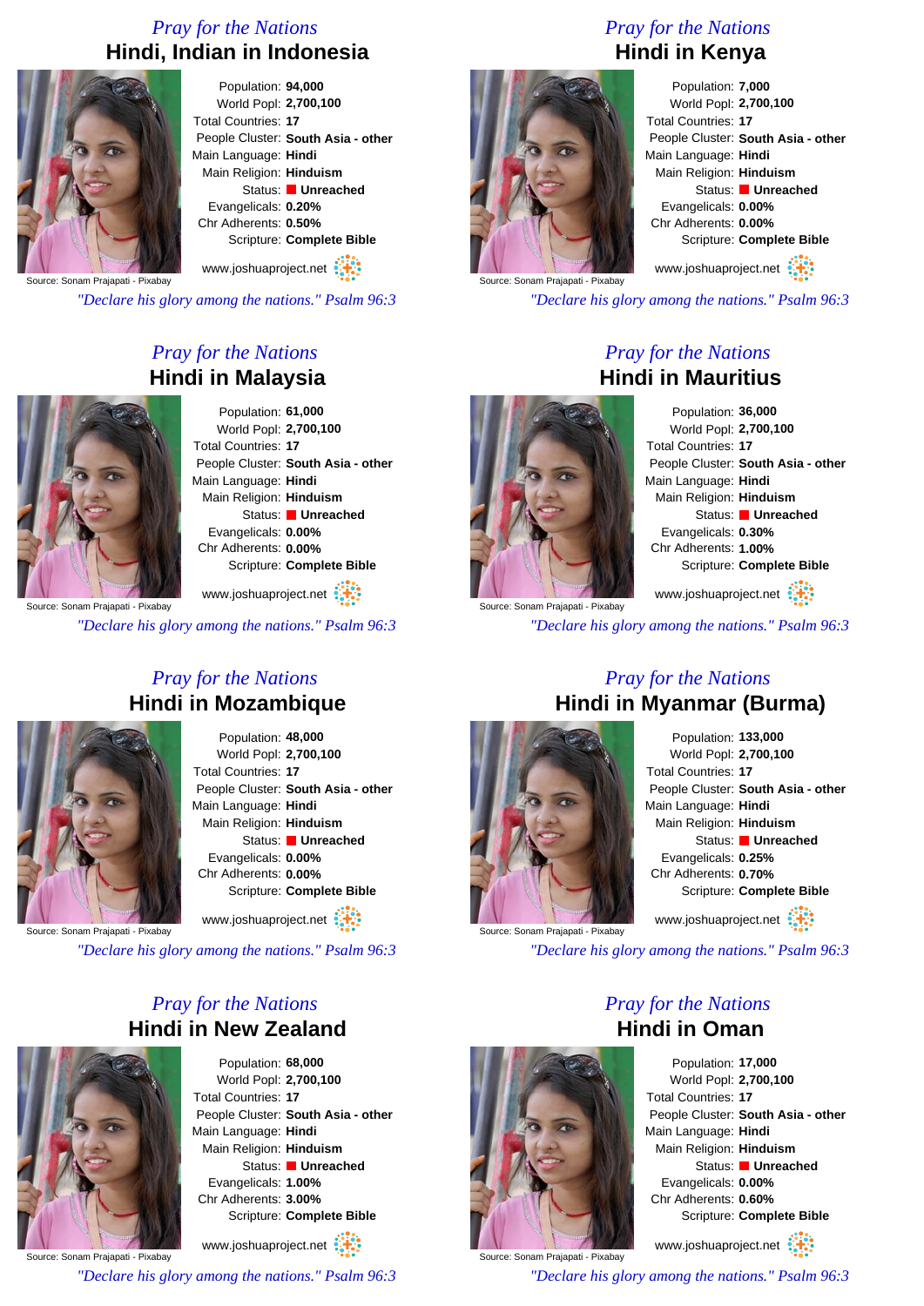## Pray for the Nations

# Hindi, Indian in Indonesia

Source: Sonam Prajapati - Pixabay

Population: **94,000**
World Popl: **2,700,100**
Total Countries: **17**
People Cluster: **South Asia - other**
Main Language: **Hindi**
Main Religion: **Hinduism**
Status: **Unreached**
Evangelicals: **0.20%**
Chr Adherents: **0.50%**
Scripture: **Complete Bible**

www.joshuaproject.net

*"Declare his glory among the nations." Psalm 96:3*

## Pray for the Nations

# Hindi in Kenya

Source: Sonam Prajapati - Pixabay

Population: **7,000**
World Popl: **2,700,100**
Total Countries: **17**
People Cluster: **South Asia - other**
Main Language: **Hindi**
Main Religion: **Hinduism**
Status: **Unreached**
Evangelicals: **0.00%**
Chr Adherents: **0.00%**
Scripture: **Complete Bible**

www.joshuaproject.net

*"Declare his glory among the nations." Psalm 96:3*

## Pray for the Nations

# Hindi in Malaysia

Source: Sonam Prajapati - Pixabay

Population: **61,000**
World Popl: **2,700,100**
Total Countries: **17**
People Cluster: **South Asia - other**
Main Language: **Hindi**
Main Religion: **Hinduism**
Status: **Unreached**
Evangelicals: **0.00%**
Chr Adherents: **0.00%**
Scripture: **Complete Bible**

www.joshuaproject.net

*"Declare his glory among the nations." Psalm 96:3*

## Pray for the Nations

# Hindi in Mauritius

Source: Sonam Prajapati - Pixabay

Population: **36,000**
World Popl: **2,700,100**
Total Countries: **17**
People Cluster: **South Asia - other**
Main Language: **Hindi**
Main Religion: **Hinduism**
Status: **Unreached**
Evangelicals: **0.30%**
Chr Adherents: **1.00%**
Scripture: **Complete Bible**

www.joshuaproject.net

*"Declare his glory among the nations." Psalm 96:3*

## Pray for the Nations

# Hindi in Mozambique

Source: Sonam Prajapati - Pixabay

Population: **48,000**
World Popl: **2,700,100**
Total Countries: **17**
People Cluster: **South Asia - other**
Main Language: **Hindi**
Main Religion: **Hinduism**
Status: **Unreached**
Evangelicals: **0.00%**
Chr Adherents: **0.00%**
Scripture: **Complete Bible**

www.joshuaproject.net

*"Declare his glory among the nations." Psalm 96:3*

## Pray for the Nations

# Hindi in Myanmar (Burma)

Source: Sonam Prajapati - Pixabay

Population: **133,000**
World Popl: **2,700,100**
Total Countries: **17**
People Cluster: **South Asia - other**
Main Language: **Hindi**
Main Religion: **Hinduism**
Status: **Unreached**
Evangelicals: **0.25%**
Chr Adherents: **0.70%**
Scripture: **Complete Bible**

www.joshuaproject.net

*"Declare his glory among the nations." Psalm 96:3*

## Pray for the Nations

# Hindi in New Zealand

Source: Sonam Prajapati - Pixabay

Population: **68,000**
World Popl: **2,700,100**
Total Countries: **17**
People Cluster: **South Asia - other**
Main Language: **Hindi**
Main Religion: **Hinduism**
Status: **Unreached**
Evangelicals: **1.00%**
Chr Adherents: **3.00%**
Scripture: **Complete Bible**

www.joshuaproject.net

*"Declare his glory among the nations." Psalm 96:3*

## Pray for the Nations

# Hindi in Oman

Source: Sonam Prajapati - Pixabay

Population: **17,000**
World Popl: **2,700,100**
Total Countries: **17**
People Cluster: **South Asia - other**
Main Language: **Hindi**
Main Religion: **Hinduism**
Status: **Unreached**
Evangelicals: **0.00%**
Chr Adherents: **0.60%**
Scripture: **Complete Bible**

www.joshuaproject.net

*"Declare his glory among the nations." Psalm 96:3*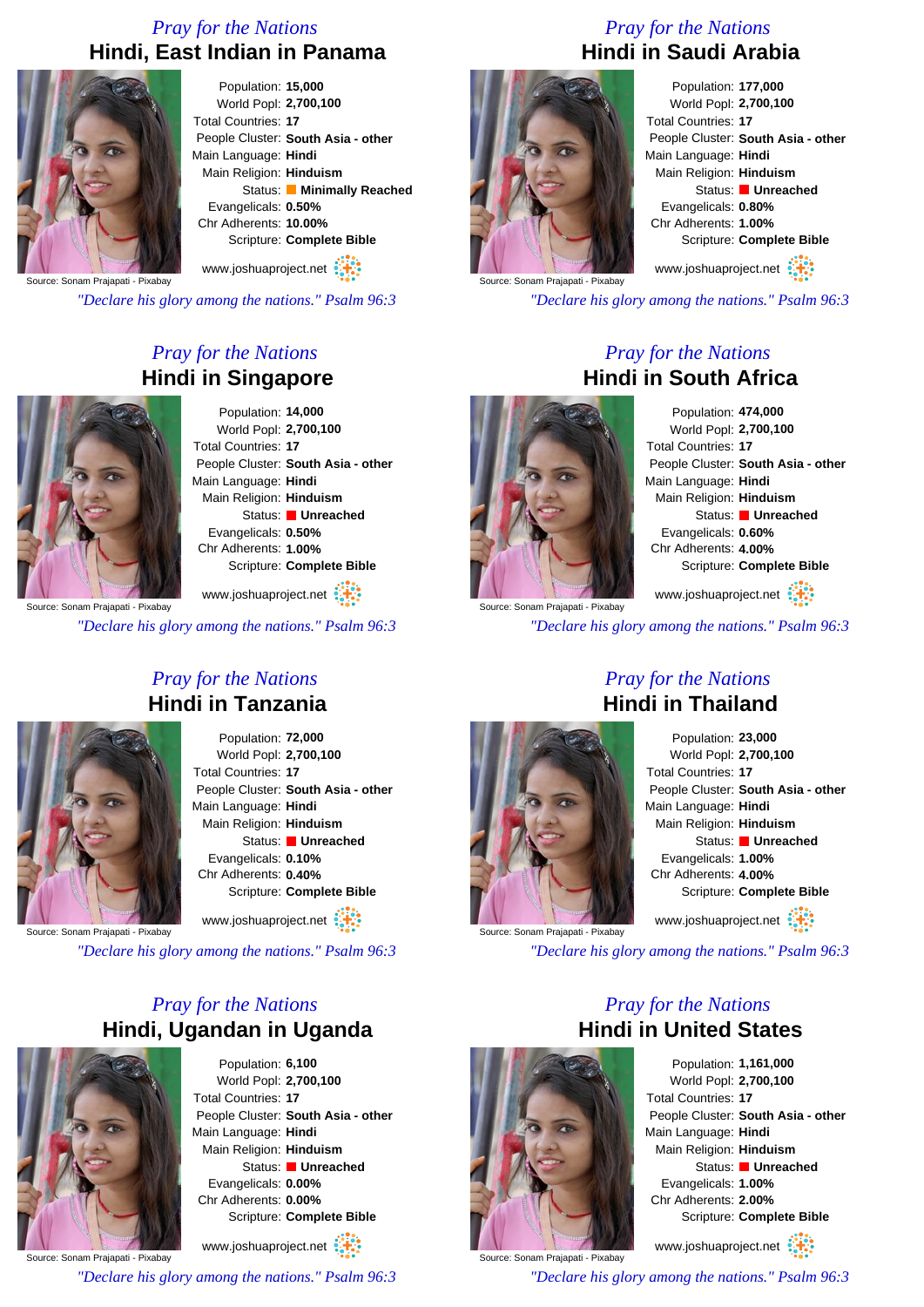*Pray for the Nations*

## Hindi, East Indian in Panama

Population: **15,000**
World Popl: **2,700,100**
Total Countries: **17**
People Cluster: **South Asia - other**
Main Language: **Hindi**
Main Religion: **Hinduism**
Status: **Minimally Reached**
Evangelicals: **0.50%**
Chr Adherents: **10.00%**
Scripture: **Complete Bible**

Source: Sonam Prajapati - Pixabay

www.joshuaproject.net

*"Declare his glory among the nations." Psalm 96:3*

*Pray for the Nations*

## Hindi in Saudi Arabia

Population: **177,000**
World Popl: **2,700,100**
Total Countries: **17**
People Cluster: **South Asia - other**
Main Language: **Hindi**
Main Religion: **Hinduism**
Status: **Unreached**
Evangelicals: **0.80%**
Chr Adherents: **1.00%**
Scripture: **Complete Bible**

Source: Sonam Prajapati - Pixabay

www.joshuaproject.net

*"Declare his glory among the nations." Psalm 96:3*

*Pray for the Nations*

## Hindi in Singapore

Population: **14,000**
World Popl: **2,700,100**
Total Countries: **17**
People Cluster: **South Asia - other**
Main Language: **Hindi**
Main Religion: **Hinduism**
Status: **Unreached**
Evangelicals: **0.50%**
Chr Adherents: **1.00%**
Scripture: **Complete Bible**

Source: Sonam Prajapati - Pixabay

www.joshuaproject.net

*"Declare his glory among the nations." Psalm 96:3*

*Pray for the Nations*

## Hindi in South Africa

Population: **474,000**
World Popl: **2,700,100**
Total Countries: **17**
People Cluster: **South Asia - other**
Main Language: **Hindi**
Main Religion: **Hinduism**
Status: **Unreached**
Evangelicals: **0.60%**
Chr Adherents: **4.00%**
Scripture: **Complete Bible**

Source: Sonam Prajapati - Pixabay

www.joshuaproject.net

*"Declare his glory among the nations." Psalm 96:3*

*Pray for the Nations*

## Hindi in Tanzania

Population: **72,000**
World Popl: **2,700,100**
Total Countries: **17**
People Cluster: **South Asia - other**
Main Language: **Hindi**
Main Religion: **Hinduism**
Status: **Unreached**
Evangelicals: **0.10%**
Chr Adherents: **0.40%**
Scripture: **Complete Bible**

Source: Sonam Prajapati - Pixabay

www.joshuaproject.net

*"Declare his glory among the nations." Psalm 96:3*

*Pray for the Nations*

## Hindi in Thailand

Population: **23,000**
World Popl: **2,700,100**
Total Countries: **17**
People Cluster: **South Asia - other**
Main Language: **Hindi**
Main Religion: **Hinduism**
Status: **Unreached**
Evangelicals: **1.00%**
Chr Adherents: **4.00%**
Scripture: **Complete Bible**

Source: Sonam Prajapati - Pixabay

www.joshuaproject.net

*"Declare his glory among the nations." Psalm 96:3*

*Pray for the Nations*

## Hindi, Ugandan in Uganda

Population: **6,100**
World Popl: **2,700,100**
Total Countries: **17**
People Cluster: **South Asia - other**
Main Language: **Hindi**
Main Religion: **Hinduism**
Status: **Unreached**
Evangelicals: **0.00%**
Chr Adherents: **0.00%**
Scripture: **Complete Bible**

Source: Sonam Prajapati - Pixabay

www.joshuaproject.net

*"Declare his glory among the nations." Psalm 96:3*

*Pray for the Nations*

## Hindi in United States

Population: **1,161,000**
World Popl: **2,700,100**
Total Countries: **17**
People Cluster: **South Asia - other**
Main Language: **Hindi**
Main Religion: **Hinduism**
Status: **Unreached**
Evangelicals: **1.00%**
Chr Adherents: **2.00%**
Scripture: **Complete Bible**

Source: Sonam Prajapati - Pixabay

www.joshuaproject.net

*"Declare his glory among the nations." Psalm 96:3*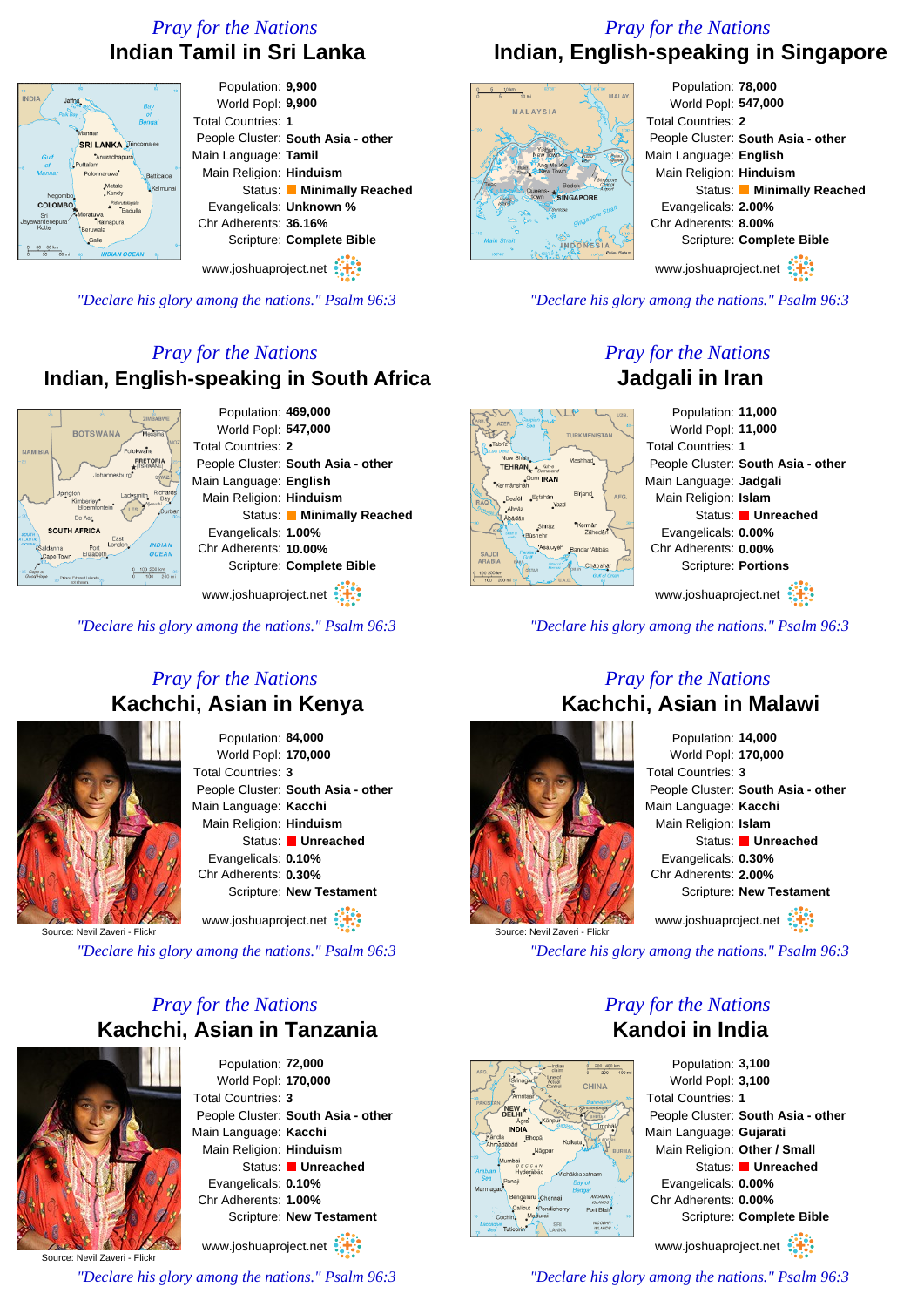## Pray for the Nations

# Indian Tamil in Sri Lanka

Population: **9,900**
World Popl: **9,900**
Total Countries: **1**
People Cluster: **South Asia - other**
Main Language: **Tamil**
Main Religion: **Hinduism**
Status: **Minimally Reached**
Evangelicals: **Unknown %**
Chr Adherents: **36.16%**
Scripture: **Complete Bible**

www.joshuaproject.net

*"Declare his glory among the nations." Psalm 96:3*

## Pray for the Nations

# Indian, English-speaking in Singapore

Population: **78,000**
World Popl: **547,000**
Total Countries: **2**
People Cluster: **South Asia - other**
Main Language: **English**
Main Religion: **Hinduism**
Status: **Minimally Reached**
Evangelicals: **2.00%**
Chr Adherents: **8.00%**
Scripture: **Complete Bible**

www.joshuaproject.net

*"Declare his glory among the nations." Psalm 96:3*

## Pray for the Nations

# Indian, English-speaking in South Africa

Population: **469,000**
World Popl: **547,000**
Total Countries: **2**
People Cluster: **South Asia - other**
Main Language: **English**
Main Religion: **Hinduism**
Status: **Minimally Reached**
Evangelicals: **1.00%**
Chr Adherents: **10.00%**
Scripture: **Complete Bible**

www.joshuaproject.net

*"Declare his glory among the nations." Psalm 96:3*

## Pray for the Nations

# Jadgali in Iran

Population: **11,000**
World Popl: **11,000**
Total Countries: **1**
People Cluster: **South Asia - other**
Main Language: **Jadgali**
Main Religion: **Islam**
Status: **Unreached**
Evangelicals: **0.00%**
Chr Adherents: **0.00%**
Scripture: **Portions**

www.joshuaproject.net

*"Declare his glory among the nations." Psalm 96:3*

## Pray for the Nations

# Kachchi, Asian in Kenya

Source: Nevil Zaveri - Flickr

Population: **84,000**
World Popl: **170,000**
Total Countries: **3**
People Cluster: **South Asia - other**
Main Language: **Kacchi**
Main Religion: **Hinduism**
Status: **Unreached**
Evangelicals: **0.10%**
Chr Adherents: **0.30%**
Scripture: **New Testament**

www.joshuaproject.net

*"Declare his glory among the nations." Psalm 96:3*

## Pray for the Nations

# Kachchi, Asian in Malawi

Source: Nevil Zaveri - Flickr

Population: **14,000**
World Popl: **170,000**
Total Countries: **3**
People Cluster: **South Asia - other**
Main Language: **Kacchi**
Main Religion: **Islam**
Status: **Unreached**
Evangelicals: **0.30%**
Chr Adherents: **2.00%**
Scripture: **New Testament**

www.joshuaproject.net

*"Declare his glory among the nations." Psalm 96:3*

## Pray for the Nations

# Kachchi, Asian in Tanzania

Source: Nevil Zaveri - Flickr

Population: **72,000**
World Popl: **170,000**
Total Countries: **3**
People Cluster: **South Asia - other**
Main Language: **Kacchi**
Main Religion: **Hinduism**
Status: **Unreached**
Evangelicals: **0.10%**
Chr Adherents: **1.00%**
Scripture: **New Testament**

www.joshuaproject.net

*"Declare his glory among the nations." Psalm 96:3*

## Pray for the Nations

# Kandoi in India

Population: **3,100**
World Popl: **3,100**
Total Countries: **1**
People Cluster: **Other / Small**
Main Language: **Gujarati**
Main Religion: **Hinduism**
Status: **Unreached**
Evangelicals: **0.00%**
Chr Adherents: **0.00%**
Scripture: **Complete Bible**

www.joshuaproject.net

*"Declare his glory among the nations." Psalm 96:3*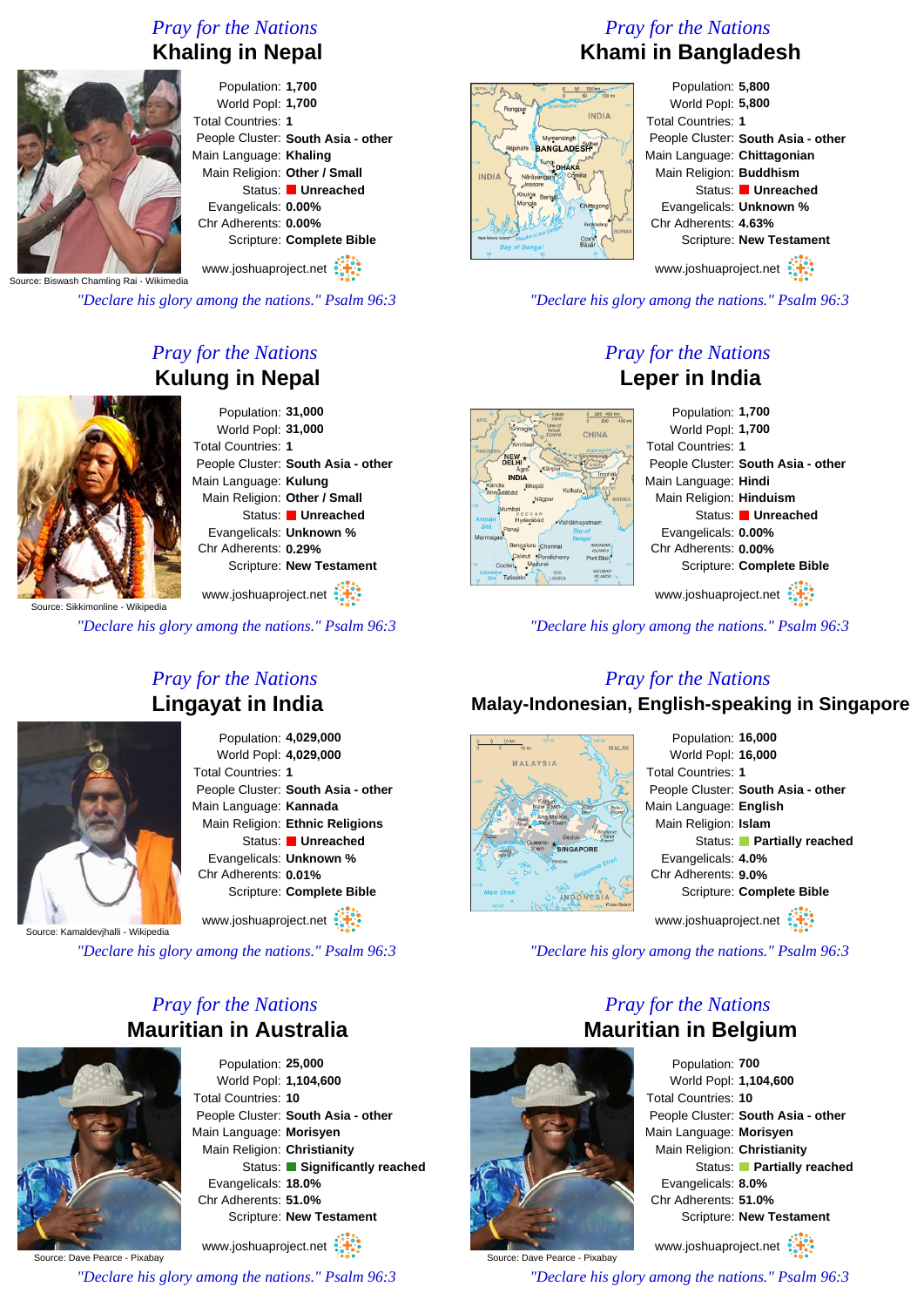*Pray for the Nations*

## Khaling in Nepal

Source: Biswash Chamling Rai - Wikimedia

Population: **1,700**
World Popl: **1,700**
Total Countries: **1**
People Cluster: **South Asia - other**
Main Language: **Khaling**
Main Religion: **Other / Small**
Status: **Unreached**
Evangelicals: **0.00%**
Chr Adherents: **0.00%**
Scripture: **Complete Bible**

www.joshuaproject.net

*"Declare his glory among the nations." Psalm 96:3*

*Pray for the Nations*

## Khami in Bangladesh

Population: **5,800**
World Popl: **5,800**
Total Countries: **1**
People Cluster: **South Asia - other**
Main Language: **Chittagonian**
Main Religion: **Buddhism**
Status: **Unreached**
Evangelicals: **Unknown %**
Chr Adherents: **4.63%**
Scripture: **New Testament**

www.joshuaproject.net

*"Declare his glory among the nations." Psalm 96:3*

*Pray for the Nations*

## Kulung in Nepal

Source: Sikkimonline - Wikipedia

Population: **31,000**
World Popl: **31,000**
Total Countries: **1**
People Cluster: **South Asia - other**
Main Language: **Kulung**
Main Religion: **Other / Small**
Status: **Unreached**
Evangelicals: **Unknown %**
Chr Adherents: **0.29%**
Scripture: **New Testament**

www.joshuaproject.net

*"Declare his glory among the nations." Psalm 96:3*

*Pray for the Nations*

## Leper in India

Population: **1,700**
World Popl: **1,700**
Total Countries: **1**
People Cluster: **South Asia - other**
Main Language: **Hindi**
Main Religion: **Hinduism**
Status: **Unreached**
Evangelicals: **0.00%**
Chr Adherents: **0.00%**
Scripture: **Complete Bible**

www.joshuaproject.net

*"Declare his glory among the nations." Psalm 96:3*

*Pray for the Nations*

## Lingayat in India

Source: Kamaldevjhalli - Wikipedia

Population: **4,029,000**
World Popl: **4,029,000**
Total Countries: **1**
People Cluster: **South Asia - other**
Main Language: **Kannada**
Main Religion: **Ethnic Religions**
Status: **Unreached**
Evangelicals: **Unknown %**
Chr Adherents: **0.01%**
Scripture: **Complete Bible**

www.joshuaproject.net

*"Declare his glory among the nations." Psalm 96:3*

*Pray for the Nations*

## Malay-Indonesian, English-speaking in Singapore

Population: **16,000**
World Popl: **16,000**
Total Countries: **1**
People Cluster: **South Asia - other**
Main Language: **English**
Main Religion: **Islam**
Status: **Partially reached**
Evangelicals: **4.0%**
Chr Adherents: **9.0%**
Scripture: **Complete Bible**

www.joshuaproject.net

*"Declare his glory among the nations." Psalm 96:3*

*Pray for the Nations*

## Mauritian in Australia

Source: Dave Pearce - Pixabay

Population: **25,000**
World Popl: **1,104,600**
Total Countries: **10**
People Cluster: **South Asia - other**
Main Language: **Morisyen**
Main Religion: **Christianity**
Status: **Significantly reached**
Evangelicals: **18.0%**
Chr Adherents: **51.0%**
Scripture: **New Testament**

www.joshuaproject.net

*"Declare his glory among the nations." Psalm 96:3*

*Pray for the Nations*

## Mauritian in Belgium

Source: Dave Pearce - Pixabay

Population: **700**
World Popl: **1,104,600**
Total Countries: **10**
People Cluster: **South Asia - other**
Main Language: **Morisyen**
Main Religion: **Christianity**
Status: **Partially reached**
Evangelicals: **8.0%**
Chr Adherents: **51.0%**
Scripture: **New Testament**

www.joshuaproject.net

*"Declare his glory among the nations." Psalm 96:3*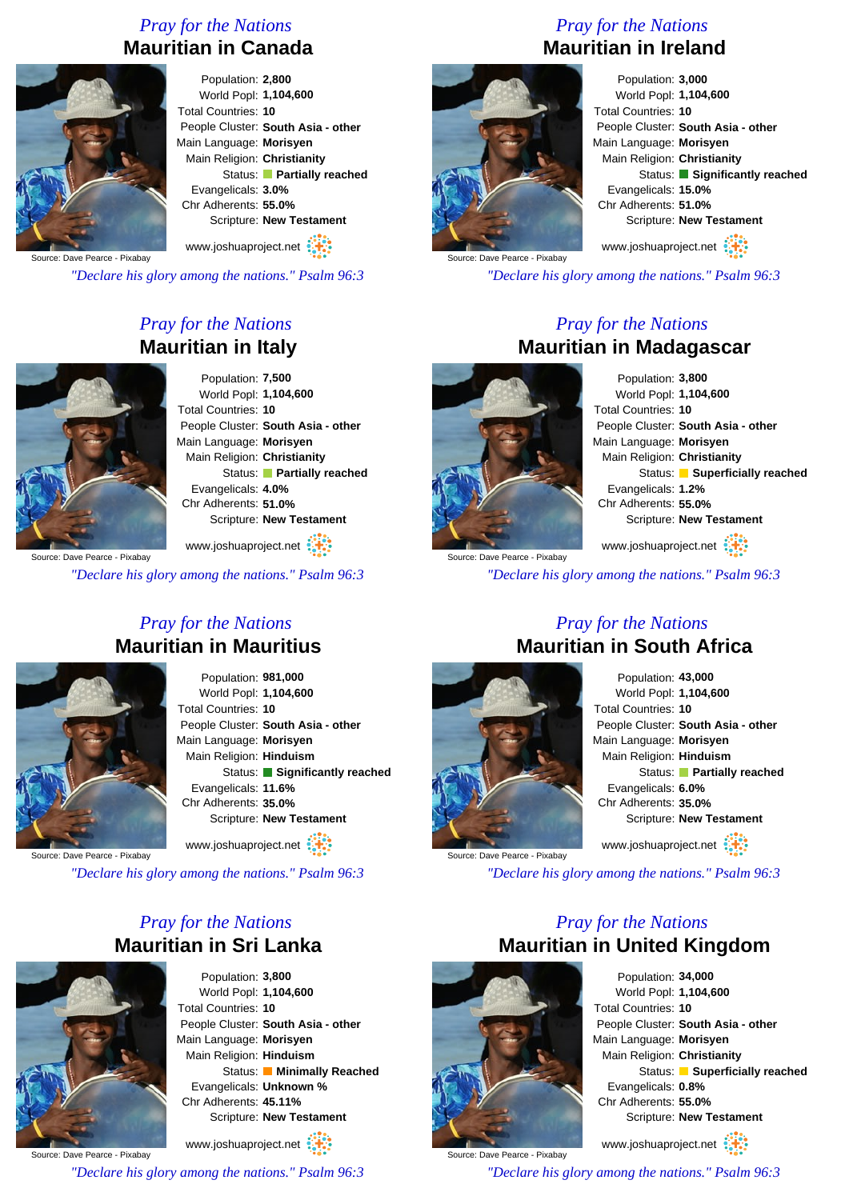*Pray for the Nations*

## Mauritian in Canada

Population: **2,800**
World Popl: **1,104,600**
Total Countries: **10**
People Cluster: **South Asia - other**
Main Language: **Morisyen**
Main Religion: **Christianity**
Status: **Partially reached**
Evangelicals: **3.0%**
Chr Adherents: **55.0%**
Scripture: **New Testament**

Source: Dave Pearce - Pixabay

www.joshuaproject.net

*"Declare his glory among the nations." Psalm 96:3*

*Pray for the Nations*

## Mauritian in Ireland

Population: **3,000**
World Popl: **1,104,600**
Total Countries: **10**
People Cluster: **South Asia - other**
Main Language: **Morisyen**
Main Religion: **Christianity**
Status: **Significantly reached**
Evangelicals: **15.0%**
Chr Adherents: **51.0%**
Scripture: **New Testament**

Source: Dave Pearce - Pixabay

www.joshuaproject.net

*"Declare his glory among the nations." Psalm 96:3*

*Pray for the Nations*

## Mauritian in Italy

Population: **7,500**
World Popl: **1,104,600**
Total Countries: **10**
People Cluster: **South Asia - other**
Main Language: **Morisyen**
Main Religion: **Christianity**
Status: **Partially reached**
Evangelicals: **4.0%**
Chr Adherents: **51.0%**
Scripture: **New Testament**

Source: Dave Pearce - Pixabay

www.joshuaproject.net

*"Declare his glory among the nations." Psalm 96:3*

*Pray for the Nations*

## Mauritian in Madagascar

Population: **3,800**
World Popl: **1,104,600**
Total Countries: **10**
People Cluster: **South Asia - other**
Main Language: **Morisyen**
Main Religion: **Christianity**
Status: **Superficially reached**
Evangelicals: **1.2%**
Chr Adherents: **55.0%**
Scripture: **New Testament**

Source: Dave Pearce - Pixabay

www.joshuaproject.net

*"Declare his glory among the nations." Psalm 96:3*

*Pray for the Nations*

## Mauritian in Mauritius

Population: **981,000**
World Popl: **1,104,600**
Total Countries: **10**
People Cluster: **South Asia - other**
Main Language: **Morisyen**
Main Religion: **Hinduism**
Status: **Significantly reached**
Evangelicals: **11.6%**
Chr Adherents: **35.0%**
Scripture: **New Testament**

Source: Dave Pearce - Pixabay

www.joshuaproject.net

*"Declare his glory among the nations." Psalm 96:3*

*Pray for the Nations*

## Mauritian in South Africa

Population: **43,000**
World Popl: **1,104,600**
Total Countries: **10**
People Cluster: **South Asia - other**
Main Language: **Morisyen**
Main Religion: **Hinduism**
Status: **Partially reached**
Evangelicals: **6.0%**
Chr Adherents: **35.0%**
Scripture: **New Testament**

Source: Dave Pearce - Pixabay

www.joshuaproject.net

*"Declare his glory among the nations." Psalm 96:3*

*Pray for the Nations*

## Mauritian in Sri Lanka

Population: **3,800**
World Popl: **1,104,600**
Total Countries: **10**
People Cluster: **South Asia - other**
Main Language: **Morisyen**
Main Religion: **Hinduism**
Status: **Minimally Reached**
Evangelicals: **Unknown %**
Chr Adherents: **45.11%**
Scripture: **New Testament**

Source: Dave Pearce - Pixabay

www.joshuaproject.net

*"Declare his glory among the nations." Psalm 96:3*

*Pray for the Nations*

## Mauritian in United Kingdom

Population: **34,000**
World Popl: **1,104,600**
Total Countries: **10**
People Cluster: **South Asia - other**
Main Language: **Morisyen**
Main Religion: **Christianity**
Status: **Superficially reached**
Evangelicals: **0.8%**
Chr Adherents: **55.0%**
Scripture: **New Testament**

Source: Dave Pearce - Pixabay

www.joshuaproject.net

*"Declare his glory among the nations." Psalm 96:3*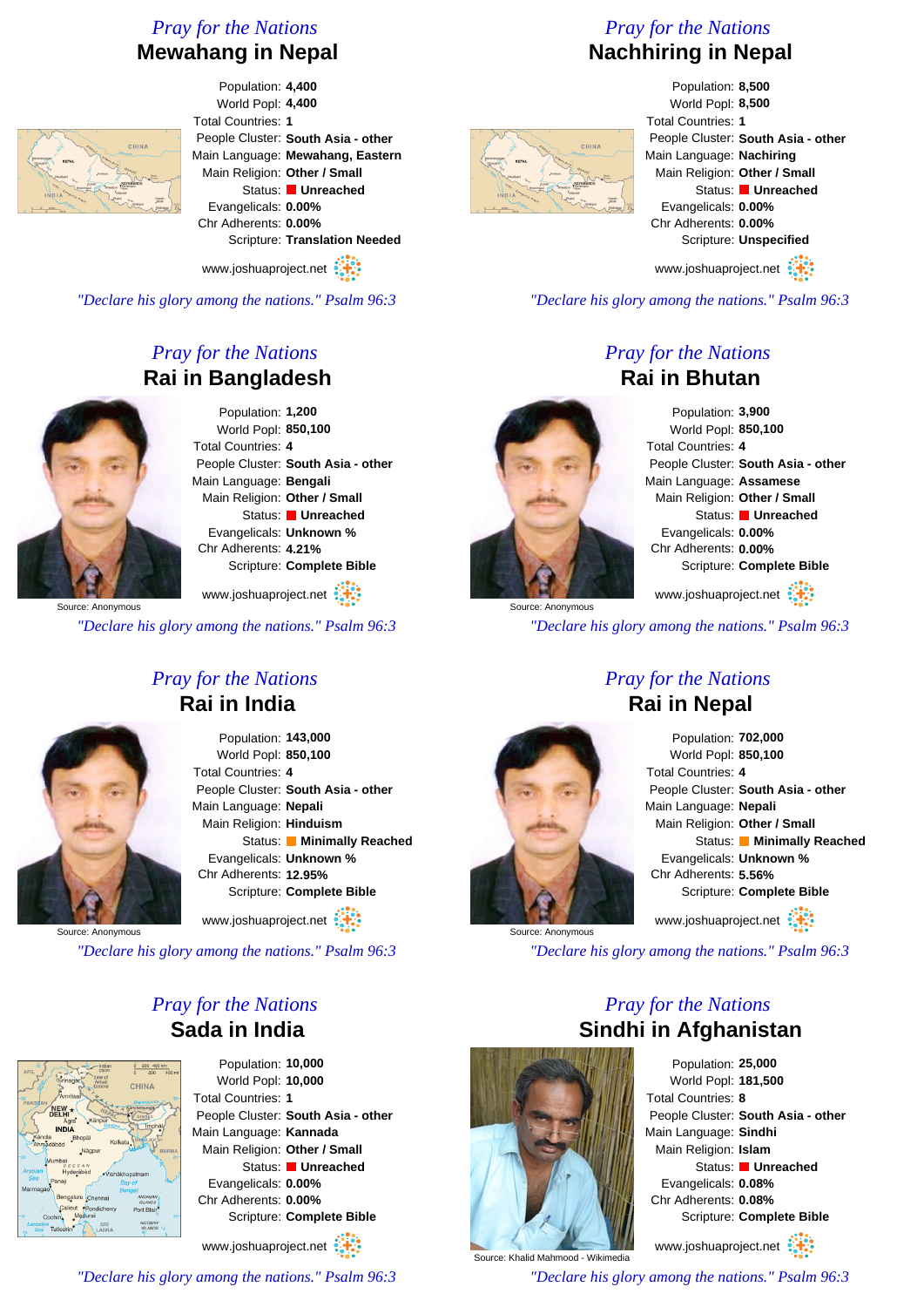*Pray for the Nations*

## Mewahang in Nepal

Population: **4,400**
World Popl: **4,400**
Total Countries: **1**
People Cluster: **South Asia - other**
Main Language: **Mewahang, Eastern**
Main Religion: **Other / Small**
Status: **Unreached**
Evangelicals: **0.00%**
Chr Adherents: **0.00%**
Scripture: **Translation Needed**

www.joshuaproject.net

*"Declare his glory among the nations." Psalm 96:3*

*Pray for the Nations*

## Nachhiring in Nepal

Population: **8,500**
World Popl: **8,500**
Total Countries: **1**
People Cluster: **South Asia - other**
Main Language: **Nachiring**
Main Religion: **Other / Small**
Status: **Unreached**
Evangelicals: **0.00%**
Chr Adherents: **0.00%**
Scripture: **Unspecified**

www.joshuaproject.net

*"Declare his glory among the nations." Psalm 96:3*

*Pray for the Nations*

## Rai in Bangladesh

Population: **1,200**
World Popl: **850,100**
Total Countries: **4**
People Cluster: **South Asia - other**
Main Language: **Bengali**
Main Religion: **Other / Small**
Status: **Unreached**
Evangelicals: **Unknown %**
Chr Adherents: **4.21%**
Scripture: **Complete Bible**

Source: Anonymous

www.joshuaproject.net

*"Declare his glory among the nations." Psalm 96:3*

*Pray for the Nations*

## Rai in Bhutan

Population: **3,900**
World Popl: **850,100**
Total Countries: **4**
People Cluster: **South Asia - other**
Main Language: **Assamese**
Main Religion: **Other / Small**
Status: **Unreached**
Evangelicals: **0.00%**
Chr Adherents: **0.00%**
Scripture: **Complete Bible**

Source: Anonymous

www.joshuaproject.net

*"Declare his glory among the nations." Psalm 96:3*

*Pray for the Nations*

## Rai in India

Population: **143,000**
World Popl: **850,100**
Total Countries: **4**
People Cluster: **South Asia - other**
Main Language: **Nepali**
Main Religion: **Hinduism**
Status: **Minimally Reached**
Evangelicals: **Unknown %**
Chr Adherents: **12.95%**
Scripture: **Complete Bible**

Source: Anonymous

www.joshuaproject.net

*"Declare his glory among the nations." Psalm 96:3*

*Pray for the Nations*

## Rai in Nepal

Population: **702,000**
World Popl: **850,100**
Total Countries: **4**
People Cluster: **South Asia - other**
Main Language: **Nepali**
Main Religion: **Other / Small**
Status: **Minimally Reached**
Evangelicals: **Unknown %**
Chr Adherents: **5.56%**
Scripture: **Complete Bible**

Source: Anonymous

www.joshuaproject.net

*"Declare his glory among the nations." Psalm 96:3*

*Pray for the Nations*

## Sada in India

Population: **10,000**
World Popl: **10,000**
Total Countries: **1**
People Cluster: **South Asia - other**
Main Language: **Kannada**
Main Religion: **Other / Small**
Status: **Unreached**
Evangelicals: **0.00%**
Chr Adherents: **0.00%**
Scripture: **Complete Bible**

www.joshuaproject.net

*"Declare his glory among the nations." Psalm 96:3*

*Pray for the Nations*

## Sindhi in Afghanistan

Population: **25,000**
World Popl: **181,500**
Total Countries: **8**
People Cluster: **South Asia - other**
Main Language: **Sindhi**
Main Religion: **Islam**
Status: **Unreached**
Evangelicals: **0.08%**
Chr Adherents: **0.08%**
Scripture: **Complete Bible**

Source: Khalid Mahmood - Wikimedia

www.joshuaproject.net

*"Declare his glory among the nations." Psalm 96:3*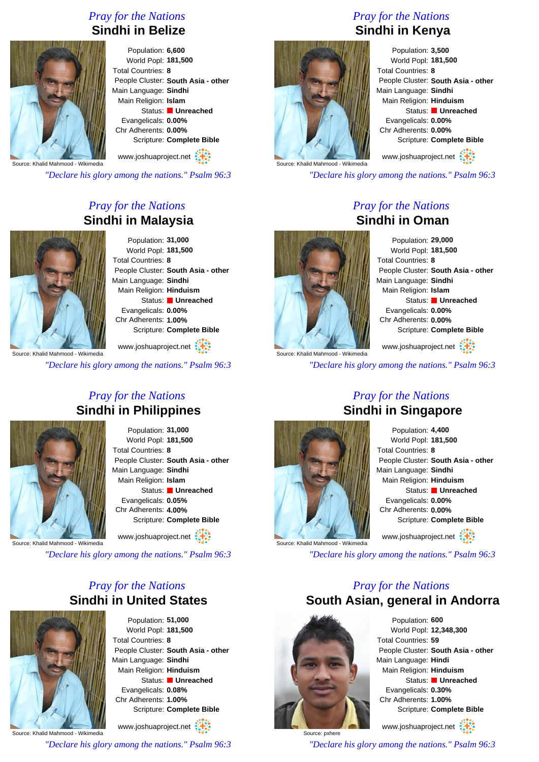## Pray for the Nations
# Sindhi in Belize

Source: Khalid Mahmood - Wikimedia

Population: **6,600**
World Popl: **181,500**
Total Countries: **8**
People Cluster: **South Asia - other**
Main Language: **Sindhi**
Main Religion: **Islam**
Status: **Unreached**
Evangelicals: **0.00%**
Chr Adherents: **0.00%**
Scripture: **Complete Bible**

www.joshuaproject.net

*"Declare his glory among the nations." Psalm 96:3*

## Pray for the Nations
# Sindhi in Kenya

Source: Khalid Mahmood - Wikimedia

Population: **3,500**
World Popl: **181,500**
Total Countries: **8**
People Cluster: **South Asia - other**
Main Language: **Sindhi**
Main Religion: **Hinduism**
Status: **Unreached**
Evangelicals: **0.00%**
Chr Adherents: **0.00%**
Scripture: **Complete Bible**

www.joshuaproject.net

*"Declare his glory among the nations." Psalm 96:3*

## Pray for the Nations
# Sindhi in Malaysia

Source: Khalid Mahmood - Wikimedia

Population: **31,000**
World Popl: **181,500**
Total Countries: **8**
People Cluster: **South Asia - other**
Main Language: **Sindhi**
Main Religion: **Hinduism**
Status: **Unreached**
Evangelicals: **0.00%**
Chr Adherents: **1.00%**
Scripture: **Complete Bible**

www.joshuaproject.net

*"Declare his glory among the nations." Psalm 96:3*

## Pray for the Nations
# Sindhi in Oman

Source: Khalid Mahmood - Wikimedia

Population: **29,000**
World Popl: **181,500**
Total Countries: **8**
People Cluster: **South Asia - other**
Main Language: **Sindhi**
Main Religion: **Islam**
Status: **Unreached**
Evangelicals: **0.00%**
Chr Adherents: **0.00%**
Scripture: **Complete Bible**

www.joshuaproject.net

*"Declare his glory among the nations." Psalm 96:3*

## Pray for the Nations
# Sindhi in Philippines

Source: Khalid Mahmood - Wikimedia

Population: **31,000**
World Popl: **181,500**
Total Countries: **8**
People Cluster: **South Asia - other**
Main Language: **Sindhi**
Main Religion: **Islam**
Status: **Unreached**
Evangelicals: **0.05%**
Chr Adherents: **4.00%**
Scripture: **Complete Bible**

www.joshuaproject.net

*"Declare his glory among the nations." Psalm 96:3*

## Pray for the Nations
# Sindhi in Singapore

Source: Khalid Mahmood - Wikimedia

Population: **4,400**
World Popl: **181,500**
Total Countries: **8**
People Cluster: **South Asia - other**
Main Language: **Sindhi**
Main Religion: **Hinduism**
Status: **Unreached**
Evangelicals: **0.00%**
Chr Adherents: **0.00%**
Scripture: **Complete Bible**

www.joshuaproject.net

*"Declare his glory among the nations." Psalm 96:3*

## Pray for the Nations
# Sindhi in United States

Source: Khalid Mahmood - Wikimedia

Population: **51,000**
World Popl: **181,500**
Total Countries: **8**
People Cluster: **South Asia - other**
Main Language: **Sindhi**
Main Religion: **Hinduism**
Status: **Unreached**
Evangelicals: **0.08%**
Chr Adherents: **1.00%**
Scripture: **Complete Bible**

www.joshuaproject.net

*"Declare his glory among the nations." Psalm 96:3*

## Pray for the Nations
# South Asian, general in Andorra

Source: pxhere

Population: **600**
World Popl: **12,348,300**
Total Countries: **59**
People Cluster: **South Asia - other**
Main Language: **Hindi**
Main Religion: **Hinduism**
Status: **Unreached**
Evangelicals: **0.30%**
Chr Adherents: **1.00%**
Scripture: **Complete Bible**

www.joshuaproject.net

*"Declare his glory among the nations." Psalm 96:3*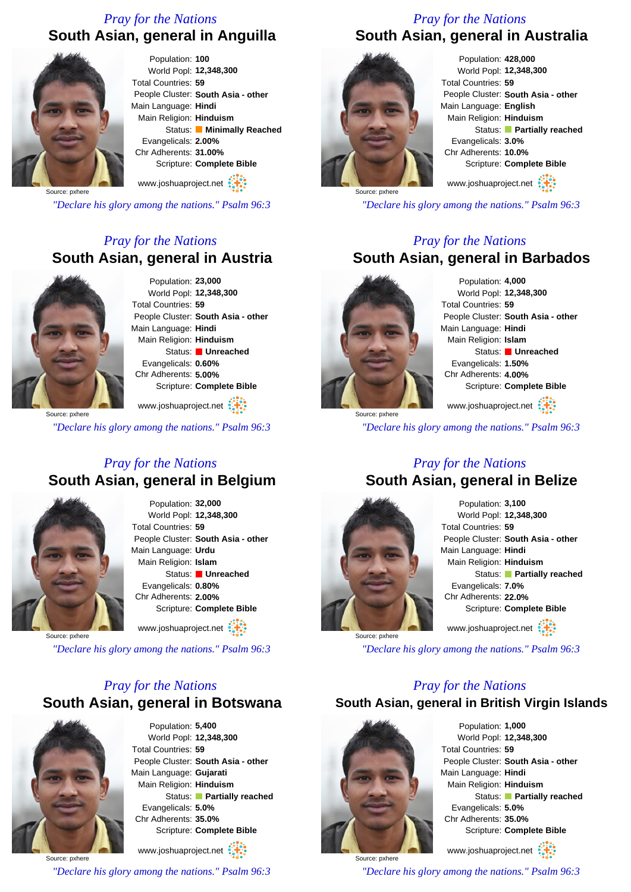*Pray for the Nations*

## South Asian, general in Anguilla

Source: pxhere

Population: **100**
World Popl: **12,348,300**
Total Countries: **59**
People Cluster: **South Asia - other**
Main Language: **Hindi**
Main Religion: **Hinduism**
Status: **Minimally Reached**
Evangelicals: **2.00%**
Chr Adherents: **31.00%**
Scripture: **Complete Bible**

www.joshuaproject.net

*"Declare his glory among the nations." Psalm 96:3*

*Pray for the Nations*

## South Asian, general in Australia

Source: pxhere

Population: **428,000**
World Popl: **12,348,300**
Total Countries: **59**
People Cluster: **South Asia - other**
Main Language: **English**
Main Religion: **Hinduism**
Status: **Partially reached**
Evangelicals: **3.0%**
Chr Adherents: **10.0%**
Scripture: **Complete Bible**

www.joshuaproject.net

*"Declare his glory among the nations." Psalm 96:3*

*Pray for the Nations*

## South Asian, general in Austria

Source: pxhere

Population: **23,000**
World Popl: **12,348,300**
Total Countries: **59**
People Cluster: **South Asia - other**
Main Language: **Hindi**
Main Religion: **Hinduism**
Status: **Unreached**
Evangelicals: **0.60%**
Chr Adherents: **5.00%**
Scripture: **Complete Bible**

www.joshuaproject.net

*"Declare his glory among the nations." Psalm 96:3*

*Pray for the Nations*

## South Asian, general in Barbados

Source: pxhere

Population: **4,000**
World Popl: **12,348,300**
Total Countries: **59**
People Cluster: **South Asia - other**
Main Language: **Hindi**
Main Religion: **Islam**
Status: **Unreached**
Evangelicals: **1.50%**
Chr Adherents: **4.00%**
Scripture: **Complete Bible**

www.joshuaproject.net

*"Declare his glory among the nations." Psalm 96:3*

*Pray for the Nations*

## South Asian, general in Belgium

Source: pxhere

Population: **32,000**
World Popl: **12,348,300**
Total Countries: **59**
People Cluster: **South Asia - other**
Main Language: **Urdu**
Main Religion: **Islam**
Status: **Unreached**
Evangelicals: **0.80%**
Chr Adherents: **2.00%**
Scripture: **Complete Bible**

www.joshuaproject.net

*"Declare his glory among the nations." Psalm 96:3*

*Pray for the Nations*

## South Asian, general in Belize

Source: pxhere

Population: **3,100**
World Popl: **12,348,300**
Total Countries: **59**
People Cluster: **South Asia - other**
Main Language: **Hindi**
Main Religion: **Hinduism**
Status: **Partially reached**
Evangelicals: **7.0%**
Chr Adherents: **22.0%**
Scripture: **Complete Bible**

www.joshuaproject.net

*"Declare his glory among the nations." Psalm 96:3*

*Pray for the Nations*

## South Asian, general in Botswana

Source: pxhere

Population: **5,400**
World Popl: **12,348,300**
Total Countries: **59**
People Cluster: **South Asia - other**
Main Language: **Gujarati**
Main Religion: **Hinduism**
Status: **Partially reached**
Evangelicals: **5.0%**
Chr Adherents: **35.0%**
Scripture: **Complete Bible**

www.joshuaproject.net

*"Declare his glory among the nations." Psalm 96:3*

*Pray for the Nations*

## South Asian, general in British Virgin Islands

Source: pxhere

Population: **1,000**
World Popl: **12,348,300**
Total Countries: **59**
People Cluster: **South Asia - other**
Main Language: **Hindi**
Main Religion: **Hinduism**
Status: **Partially reached**
Evangelicals: **5.0%**
Chr Adherents: **35.0%**
Scripture: **Complete Bible**

www.joshuaproject.net

*"Declare his glory among the nations." Psalm 96:3*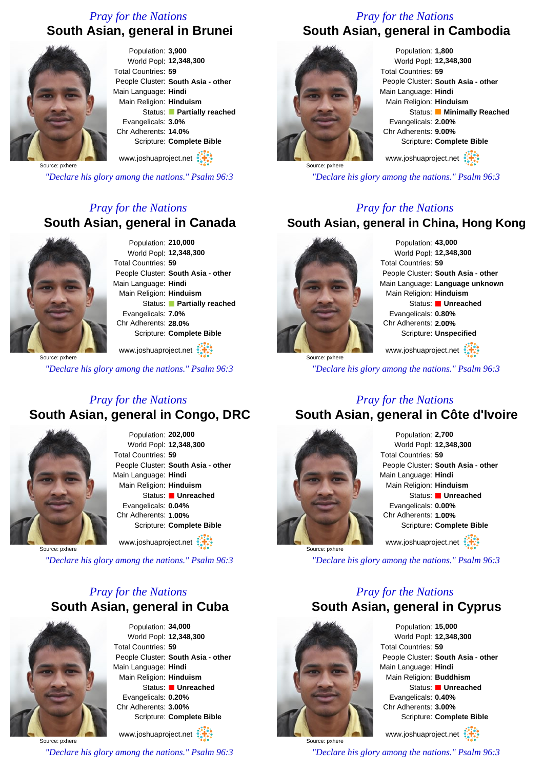*Pray for the Nations*

## South Asian, general in Brunei

Source: pxhere

Population: **3,900**
World Popl: **12,348,300**
Total Countries: **59**
People Cluster: **South Asia - other**
Main Language: **Hindi**
Main Religion: **Hinduism**
Status: **Partially reached**
Evangelicals: **3.0%**
Chr Adherents: **14.0%**
Scripture: **Complete Bible**

www.joshuaproject.net

*"Declare his glory among the nations." Psalm 96:3*

*Pray for the Nations*

## South Asian, general in Cambodia

Source: pxhere

Population: **1,800**
World Popl: **12,348,300**
Total Countries: **59**
People Cluster: **South Asia - other**
Main Language: **Hindi**
Main Religion: **Hinduism**
Status: **Minimally Reached**
Evangelicals: **2.00%**
Chr Adherents: **9.00%**
Scripture: **Complete Bible**

www.joshuaproject.net

*"Declare his glory among the nations." Psalm 96:3*

*Pray for the Nations*

## South Asian, general in Canada

Source: pxhere

Population: **210,000**
World Popl: **12,348,300**
Total Countries: **59**
People Cluster: **South Asia - other**
Main Language: **Hindi**
Main Religion: **Hinduism**
Status: **Partially reached**
Evangelicals: **7.0%**
Chr Adherents: **28.0%**
Scripture: **Complete Bible**

www.joshuaproject.net

*"Declare his glory among the nations." Psalm 96:3*

*Pray for the Nations*

## South Asian, general in China, Hong Kong

Source: pxhere

Population: **43,000**
World Popl: **12,348,300**
Total Countries: **59**
People Cluster: **South Asia - other**
Main Language: **Language unknown**
Main Religion: **Hinduism**
Status: **Unreached**
Evangelicals: **0.80%**
Chr Adherents: **2.00%**
Scripture: **Unspecified**

www.joshuaproject.net

*"Declare his glory among the nations." Psalm 96:3*

*Pray for the Nations*

## South Asian, general in Congo, DRC

Source: pxhere

Population: **202,000**
World Popl: **12,348,300**
Total Countries: **59**
People Cluster: **South Asia - other**
Main Language: **Hindi**
Main Religion: **Hinduism**
Status: **Unreached**
Evangelicals: **0.04%**
Chr Adherents: **1.00%**
Scripture: **Complete Bible**

www.joshuaproject.net

*"Declare his glory among the nations." Psalm 96:3*

*Pray for the Nations*

## South Asian, general in Côte d'Ivoire

Source: pxhere

Population: **2,700**
World Popl: **12,348,300**
Total Countries: **59**
People Cluster: **South Asia - other**
Main Language: **Hindi**
Main Religion: **Hinduism**
Status: **Unreached**
Evangelicals: **0.00%**
Chr Adherents: **1.00%**
Scripture: **Complete Bible**

www.joshuaproject.net

*"Declare his glory among the nations." Psalm 96:3*

*Pray for the Nations*

## South Asian, general in Cuba

Source: pxhere

Population: **34,000**
World Popl: **12,348,300**
Total Countries: **59**
People Cluster: **South Asia - other**
Main Language: **Hindi**
Main Religion: **Hinduism**
Status: **Unreached**
Evangelicals: **0.20%**
Chr Adherents: **3.00%**
Scripture: **Complete Bible**

www.joshuaproject.net

*"Declare his glory among the nations." Psalm 96:3*

*Pray for the Nations*

## South Asian, general in Cyprus

Source: pxhere

Population: **15,000**
World Popl: **12,348,300**
Total Countries: **59**
People Cluster: **South Asia - other**
Main Language: **Hindi**
Main Religion: **Buddhism**
Status: **Unreached**
Evangelicals: **0.40%**
Chr Adherents: **3.00%**
Scripture: **Complete Bible**

www.joshuaproject.net

*"Declare his glory among the nations." Psalm 96:3*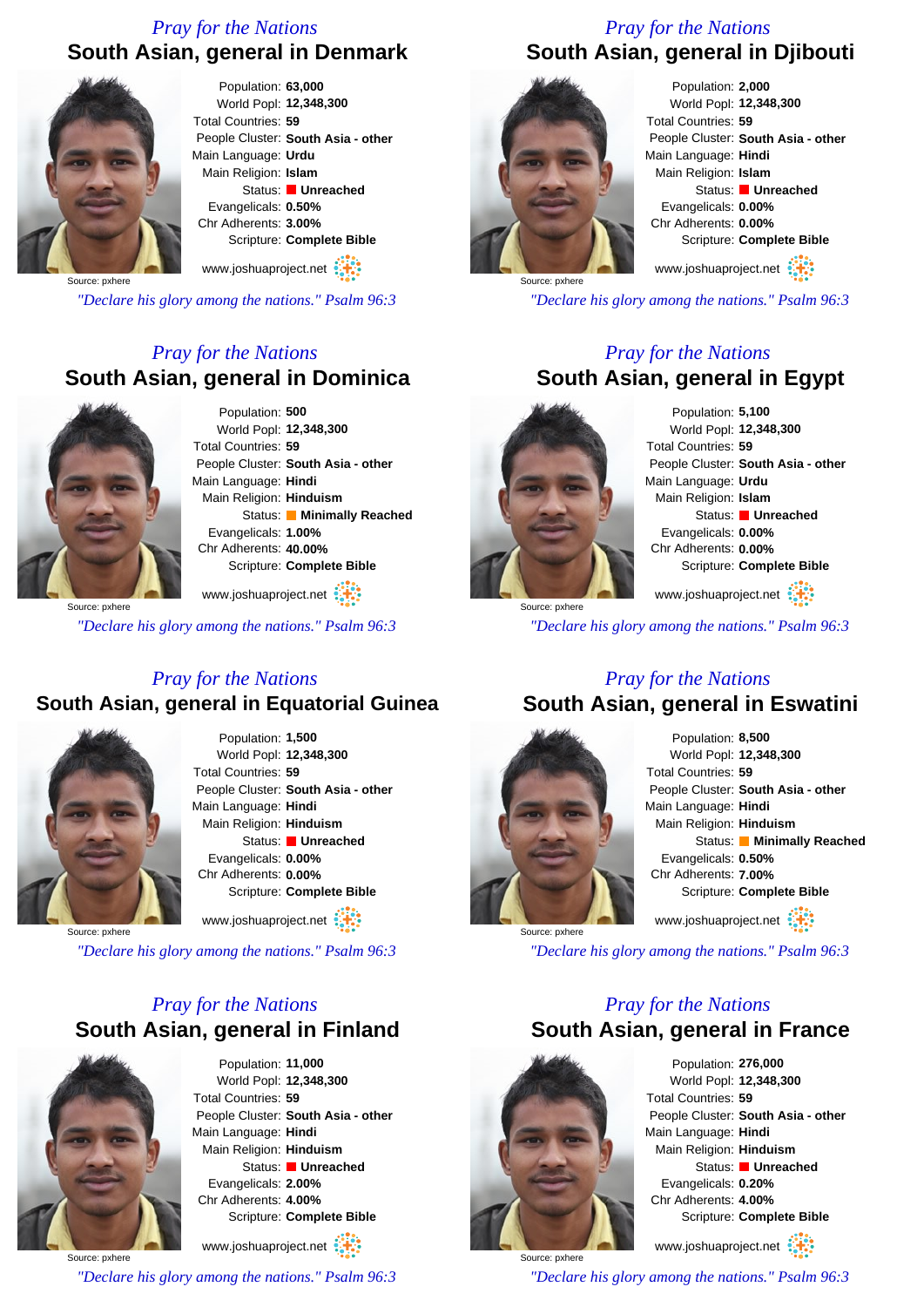*Pray for the Nations*

## South Asian, general in Denmark

Source: pxhere

Population: **63,000**
World Popl: **12,348,300**
Total Countries: **59**
People Cluster: **South Asia - other**
Main Language: **Urdu**
Main Religion: **Islam**
Status: **Unreached**
Evangelicals: **0.50%**
Chr Adherents: **3.00%**
Scripture: **Complete Bible**

www.joshuaproject.net

*"Declare his glory among the nations." Psalm 96:3*

*Pray for the Nations*

## South Asian, general in Djibouti

Source: pxhere

Population: **2,000**
World Popl: **12,348,300**
Total Countries: **59**
People Cluster: **South Asia - other**
Main Language: **Hindi**
Main Religion: **Islam**
Status: **Unreached**
Evangelicals: **0.00%**
Chr Adherents: **0.00%**
Scripture: **Complete Bible**

www.joshuaproject.net

*"Declare his glory among the nations." Psalm 96:3*

*Pray for the Nations*

## South Asian, general in Dominica

Source: pxhere

Population: **500**
World Popl: **12,348,300**
Total Countries: **59**
People Cluster: **South Asia - other**
Main Language: **Hindi**
Main Religion: **Hinduism**
Status: **Minimally Reached**
Evangelicals: **1.00%**
Chr Adherents: **40.00%**
Scripture: **Complete Bible**

www.joshuaproject.net

*"Declare his glory among the nations." Psalm 96:3*

*Pray for the Nations*

## South Asian, general in Egypt

Source: pxhere

Population: **5,100**
World Popl: **12,348,300**
Total Countries: **59**
People Cluster: **South Asia - other**
Main Language: **Urdu**
Main Religion: **Islam**
Status: **Unreached**
Evangelicals: **0.00%**
Chr Adherents: **0.00%**
Scripture: **Complete Bible**

www.joshuaproject.net

*"Declare his glory among the nations." Psalm 96:3*

*Pray for the Nations*

## South Asian, general in Equatorial Guinea

Source: pxhere

Population: **1,500**
World Popl: **12,348,300**
Total Countries: **59**
People Cluster: **South Asia - other**
Main Language: **Hindi**
Main Religion: **Hinduism**
Status: **Unreached**
Evangelicals: **0.00%**
Chr Adherents: **0.00%**
Scripture: **Complete Bible**

www.joshuaproject.net

*"Declare his glory among the nations." Psalm 96:3*

*Pray for the Nations*

## South Asian, general in Eswatini

Source: pxhere

Population: **8,500**
World Popl: **12,348,300**
Total Countries: **59**
People Cluster: **South Asia - other**
Main Language: **Hindi**
Main Religion: **Hinduism**
Status: **Minimally Reached**
Evangelicals: **0.50%**
Chr Adherents: **7.00%**
Scripture: **Complete Bible**

www.joshuaproject.net

*"Declare his glory among the nations." Psalm 96:3*

*Pray for the Nations*

## South Asian, general in Finland

Source: pxhere

Population: **11,000**
World Popl: **12,348,300**
Total Countries: **59**
People Cluster: **South Asia - other**
Main Language: **Hindi**
Main Religion: **Hinduism**
Status: **Unreached**
Evangelicals: **2.00%**
Chr Adherents: **4.00%**
Scripture: **Complete Bible**

www.joshuaproject.net

*"Declare his glory among the nations." Psalm 96:3*

*Pray for the Nations*

## South Asian, general in France

Source: pxhere

Population: **276,000**
World Popl: **12,348,300**
Total Countries: **59**
People Cluster: **South Asia - other**
Main Language: **Hindi**
Main Religion: **Hinduism**
Status: **Unreached**
Evangelicals: **0.20%**
Chr Adherents: **4.00%**
Scripture: **Complete Bible**

www.joshuaproject.net

*"Declare his glory among the nations." Psalm 96:3*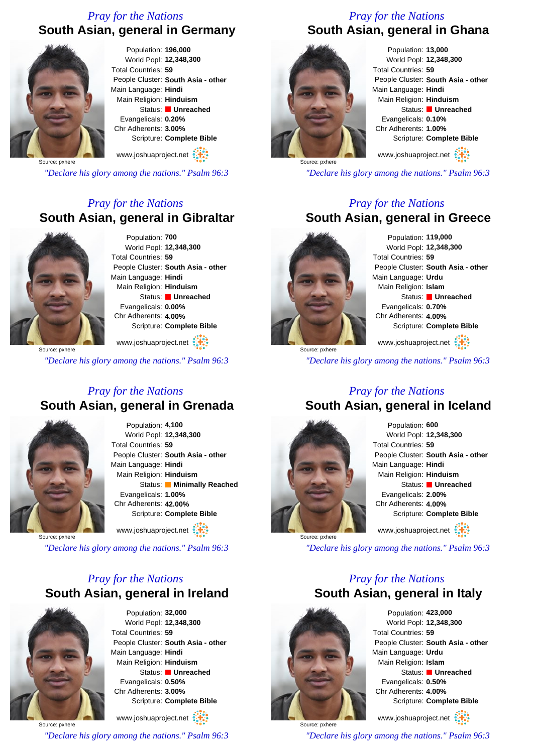*Pray for the Nations*

## South Asian, general in Germany

Source: pxhere

Population: **196,000**
World Popl: **12,348,300**
Total Countries: **59**
People Cluster: **South Asia - other**
Main Language: **Hindi**
Main Religion: **Hinduism**
Status: **Unreached**
Evangelicals: **0.20%**
Chr Adherents: **3.00%**
Scripture: **Complete Bible**

www.joshuaproject.net

*"Declare his glory among the nations." Psalm 96:3*

*Pray for the Nations*

## South Asian, general in Ghana

Source: pxhere

Population: **13,000**
World Popl: **12,348,300**
Total Countries: **59**
People Cluster: **South Asia - other**
Main Language: **Hindi**
Main Religion: **Hinduism**
Status: **Unreached**
Evangelicals: **0.10%**
Chr Adherents: **1.00%**
Scripture: **Complete Bible**

www.joshuaproject.net

*"Declare his glory among the nations." Psalm 96:3*

*Pray for the Nations*

## South Asian, general in Gibraltar

Source: pxhere

Population: **700**
World Popl: **12,348,300**
Total Countries: **59**
People Cluster: **South Asia - other**
Main Language: **Hindi**
Main Religion: **Hinduism**
Status: **Unreached**
Evangelicals: **0.00%**
Chr Adherents: **4.00%**
Scripture: **Complete Bible**

www.joshuaproject.net

*"Declare his glory among the nations." Psalm 96:3*

*Pray for the Nations*

## South Asian, general in Greece

Source: pxhere

Population: **119,000**
World Popl: **12,348,300**
Total Countries: **59**
People Cluster: **South Asia - other**
Main Language: **Urdu**
Main Religion: **Islam**
Status: **Unreached**
Evangelicals: **0.70%**
Chr Adherents: **4.00%**
Scripture: **Complete Bible**

www.joshuaproject.net

*"Declare his glory among the nations." Psalm 96:3*

*Pray for the Nations*

## South Asian, general in Grenada

Source: pxhere

Population: **4,100**
World Popl: **12,348,300**
Total Countries: **59**
People Cluster: **South Asia - other**
Main Language: **Hindi**
Main Religion: **Hinduism**
Status: **Minimally Reached**
Evangelicals: **1.00%**
Chr Adherents: **42.00%**
Scripture: **Complete Bible**

www.joshuaproject.net

*"Declare his glory among the nations." Psalm 96:3*

*Pray for the Nations*

## South Asian, general in Iceland

Source: pxhere

Population: **600**
World Popl: **12,348,300**
Total Countries: **59**
People Cluster: **South Asia - other**
Main Language: **Hindi**
Main Religion: **Hinduism**
Status: **Unreached**
Evangelicals: **2.00%**
Chr Adherents: **4.00%**
Scripture: **Complete Bible**

www.joshuaproject.net

*"Declare his glory among the nations." Psalm 96:3*

*Pray for the Nations*

## South Asian, general in Ireland

Source: pxhere

Population: **32,000**
World Popl: **12,348,300**
Total Countries: **59**
People Cluster: **South Asia - other**
Main Language: **Hindi**
Main Religion: **Hinduism**
Status: **Unreached**
Evangelicals: **0.50%**
Chr Adherents: **3.00%**
Scripture: **Complete Bible**

www.joshuaproject.net

*"Declare his glory among the nations." Psalm 96:3*

*Pray for the Nations*

## South Asian, general in Italy

Source: pxhere

Population: **423,000**
World Popl: **12,348,300**
Total Countries: **59**
People Cluster: **South Asia - other**
Main Language: **Urdu**
Main Religion: **Islam**
Status: **Unreached**
Evangelicals: **0.50%**
Chr Adherents: **4.00%**
Scripture: **Complete Bible**

www.joshuaproject.net

*"Declare his glory among the nations." Psalm 96:3*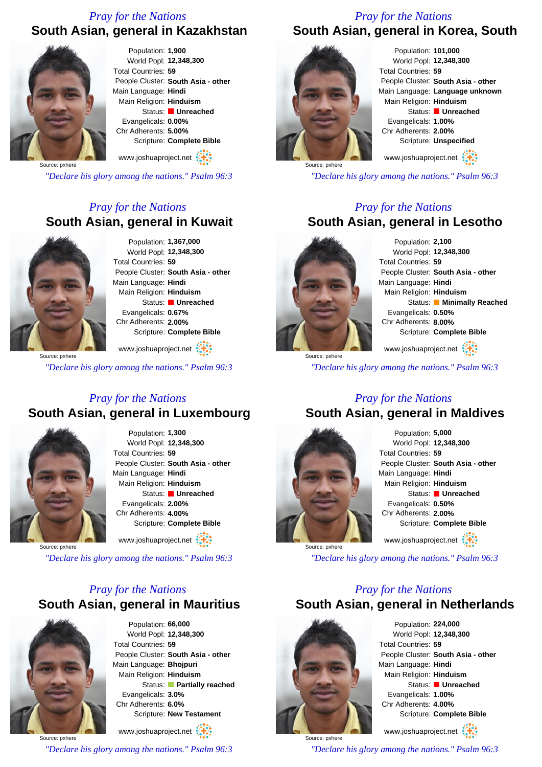*Pray for the Nations*

## South Asian, general in Kazakhstan

Source: pxhere

Population: **1,900**
World Popl: **12,348,300**
Total Countries: **59**
People Cluster: **South Asia - other**
Main Language: **Hindi**
Main Religion: **Hinduism**
Status: **Unreached**
Evangelicals: **0.00%**
Chr Adherents: **5.00%**
Scripture: **Complete Bible**

www.joshuaproject.net

*"Declare his glory among the nations." Psalm 96:3*

*Pray for the Nations*

## South Asian, general in Korea, South

Source: pxhere

Population: **101,000**
World Popl: **12,348,300**
Total Countries: **59**
People Cluster: **South Asia - other**
Main Language: **Language unknown**
Main Religion: **Hinduism**
Status: **Unreached**
Evangelicals: **1.00%**
Chr Adherents: **2.00%**
Scripture: **Unspecified**

www.joshuaproject.net

*"Declare his glory among the nations." Psalm 96:3*

*Pray for the Nations*

## South Asian, general in Kuwait

Source: pxhere

Population: **1,367,000**
World Popl: **12,348,300**
Total Countries: **59**
People Cluster: **South Asia - other**
Main Language: **Hindi**
Main Religion: **Hinduism**
Status: **Unreached**
Evangelicals: **0.67%**
Chr Adherents: **2.00%**
Scripture: **Complete Bible**

www.joshuaproject.net

*"Declare his glory among the nations." Psalm 96:3*

*Pray for the Nations*

## South Asian, general in Lesotho

Source: pxhere

Population: **2,100**
World Popl: **12,348,300**
Total Countries: **59**
People Cluster: **South Asia - other**
Main Language: **Hindi**
Main Religion: **Hinduism**
Status: **Minimally Reached**
Evangelicals: **0.50%**
Chr Adherents: **8.00%**
Scripture: **Complete Bible**

www.joshuaproject.net

*"Declare his glory among the nations." Psalm 96:3*

*Pray for the Nations*

## South Asian, general in Luxembourg

Source: pxhere

Population: **1,300**
World Popl: **12,348,300**
Total Countries: **59**
People Cluster: **South Asia - other**
Main Language: **Hindi**
Main Religion: **Hinduism**
Status: **Unreached**
Evangelicals: **2.00%**
Chr Adherents: **4.00%**
Scripture: **Complete Bible**

www.joshuaproject.net

*"Declare his glory among the nations." Psalm 96:3*

*Pray for the Nations*

## South Asian, general in Maldives

Source: pxhere

Population: **5,000**
World Popl: **12,348,300**
Total Countries: **59**
People Cluster: **South Asia - other**
Main Language: **Hindi**
Main Religion: **Hinduism**
Status: **Unreached**
Evangelicals: **0.50%**
Chr Adherents: **2.00%**
Scripture: **Complete Bible**

www.joshuaproject.net

*"Declare his glory among the nations." Psalm 96:3*

*Pray for the Nations*

## South Asian, general in Mauritius

Source: pxhere

Population: **66,000**
World Popl: **12,348,300**
Total Countries: **59**
People Cluster: **South Asia - other**
Main Language: **Bhojpuri**
Main Religion: **Hinduism**
Status: **Partially reached**
Evangelicals: **3.0%**
Chr Adherents: **6.0%**
Scripture: **New Testament**

www.joshuaproject.net

*"Declare his glory among the nations." Psalm 96:3*

*Pray for the Nations*

## South Asian, general in Netherlands

Source: pxhere

Population: **224,000**
World Popl: **12,348,300**
Total Countries: **59**
People Cluster: **South Asia - other**
Main Language: **Hindi**
Main Religion: **Hinduism**
Status: **Unreached**
Evangelicals: **1.00%**
Chr Adherents: **4.00%**
Scripture: **Complete Bible**

www.joshuaproject.net

*"Declare his glory among the nations." Psalm 96:3*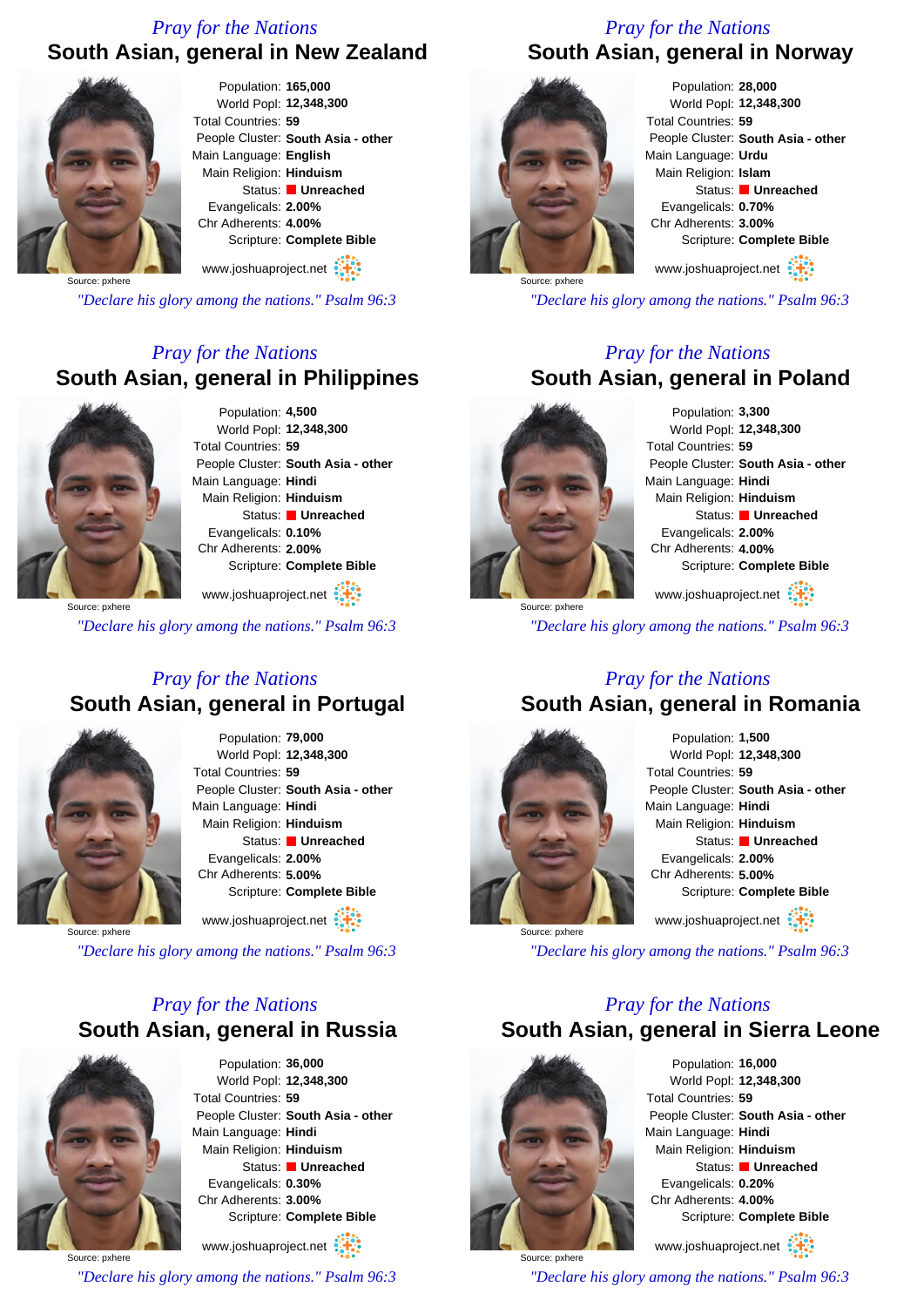*Pray for the Nations*

## South Asian, general in New Zealand

Source: pxhere

Population: **165,000**
World Popl: **12,348,300**
Total Countries: **59**
People Cluster: **South Asia - other**
Main Language: **English**
Main Religion: **Hinduism**
Status: **Unreached**
Evangelicals: **2.00%**
Chr Adherents: **4.00%**
Scripture: **Complete Bible**

www.joshuaproject.net

*"Declare his glory among the nations." Psalm 96:3*

*Pray for the Nations*

## South Asian, general in Norway

Source: pxhere

Population: **28,000**
World Popl: **12,348,300**
Total Countries: **59**
People Cluster: **South Asia - other**
Main Language: **Urdu**
Main Religion: **Islam**
Status: **Unreached**
Evangelicals: **0.70%**
Chr Adherents: **3.00%**
Scripture: **Complete Bible**

www.joshuaproject.net

*"Declare his glory among the nations." Psalm 96:3*

*Pray for the Nations*

## South Asian, general in Philippines

Source: pxhere

Population: **4,500**
World Popl: **12,348,300**
Total Countries: **59**
People Cluster: **South Asia - other**
Main Language: **Hindi**
Main Religion: **Hinduism**
Status: **Unreached**
Evangelicals: **0.10%**
Chr Adherents: **2.00%**
Scripture: **Complete Bible**

www.joshuaproject.net

*"Declare his glory among the nations." Psalm 96:3*

*Pray for the Nations*

## South Asian, general in Poland

Source: pxhere

Population: **3,300**
World Popl: **12,348,300**
Total Countries: **59**
People Cluster: **South Asia - other**
Main Language: **Hindi**
Main Religion: **Hinduism**
Status: **Unreached**
Evangelicals: **2.00%**
Chr Adherents: **4.00%**
Scripture: **Complete Bible**

www.joshuaproject.net

*"Declare his glory among the nations." Psalm 96:3*

*Pray for the Nations*

## South Asian, general in Portugal

Source: pxhere

Population: **79,000**
World Popl: **12,348,300**
Total Countries: **59**
People Cluster: **South Asia - other**
Main Language: **Hindi**
Main Religion: **Hinduism**
Status: **Unreached**
Evangelicals: **2.00%**
Chr Adherents: **5.00%**
Scripture: **Complete Bible**

www.joshuaproject.net

*"Declare his glory among the nations." Psalm 96:3*

*Pray for the Nations*

## South Asian, general in Romania

Source: pxhere

Population: **1,500**
World Popl: **12,348,300**
Total Countries: **59**
People Cluster: **South Asia - other**
Main Language: **Hindi**
Main Religion: **Hinduism**
Status: **Unreached**
Evangelicals: **2.00%**
Chr Adherents: **5.00%**
Scripture: **Complete Bible**

www.joshuaproject.net

*"Declare his glory among the nations." Psalm 96:3*

*Pray for the Nations*

## South Asian, general in Russia

Source: pxhere

Population: **36,000**
World Popl: **12,348,300**
Total Countries: **59**
People Cluster: **South Asia - other**
Main Language: **Hindi**
Main Religion: **Hinduism**
Status: **Unreached**
Evangelicals: **0.30%**
Chr Adherents: **3.00%**
Scripture: **Complete Bible**

www.joshuaproject.net

*"Declare his glory among the nations." Psalm 96:3*

*Pray for the Nations*

## South Asian, general in Sierra Leone

Source: pxhere

Population: **16,000**
World Popl: **12,348,300**
Total Countries: **59**
People Cluster: **South Asia - other**
Main Language: **Hindi**
Main Religion: **Hinduism**
Status: **Unreached**
Evangelicals: **0.20%**
Chr Adherents: **4.00%**
Scripture: **Complete Bible**

www.joshuaproject.net

*"Declare his glory among the nations." Psalm 96:3*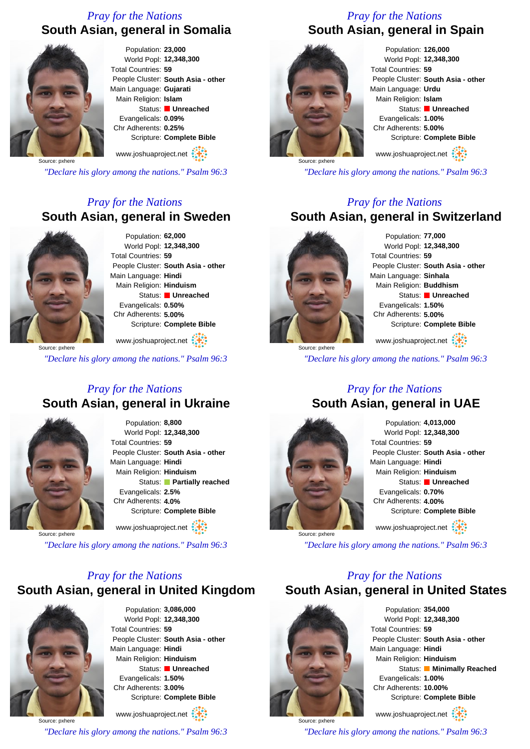*Pray for the Nations*

## South Asian, general in Somalia

Source: pxhere

Population: **23,000**
World Popl: **12,348,300**
Total Countries: **59**
People Cluster: **South Asia - other**
Main Language: **Gujarati**
Main Religion: **Islam**
Status: **Unreached**
Evangelicals: **0.09%**
Chr Adherents: **0.25%**
Scripture: **Complete Bible**

www.joshuaproject.net

*"Declare his glory among the nations." Psalm 96:3*

*Pray for the Nations*

## South Asian, general in Spain

Source: pxhere

Population: **126,000**
World Popl: **12,348,300**
Total Countries: **59**
People Cluster: **South Asia - other**
Main Language: **Urdu**
Main Religion: **Islam**
Status: **Unreached**
Evangelicals: **1.00%**
Chr Adherents: **5.00%**
Scripture: **Complete Bible**

www.joshuaproject.net

*"Declare his glory among the nations." Psalm 96:3*

*Pray for the Nations*

## South Asian, general in Sweden

Source: pxhere

Population: **62,000**
World Popl: **12,348,300**
Total Countries: **59**
People Cluster: **South Asia - other**
Main Language: **Hindi**
Main Religion: **Hinduism**
Status: **Unreached**
Evangelicals: **0.50%**
Chr Adherents: **5.00%**
Scripture: **Complete Bible**

www.joshuaproject.net

*"Declare his glory among the nations." Psalm 96:3*

*Pray for the Nations*

## South Asian, general in Switzerland

Source: pxhere

Population: **77,000**
World Popl: **12,348,300**
Total Countries: **59**
People Cluster: **South Asia - other**
Main Language: **Sinhala**
Main Religion: **Buddhism**
Status: **Unreached**
Evangelicals: **1.50%**
Chr Adherents: **5.00%**
Scripture: **Complete Bible**

www.joshuaproject.net

*"Declare his glory among the nations." Psalm 96:3*

*Pray for the Nations*

## South Asian, general in Ukraine

Source: pxhere

Population: **8,800**
World Popl: **12,348,300**
Total Countries: **59**
People Cluster: **South Asia - other**
Main Language: **Hindi**
Main Religion: **Hinduism**
Status: **Partially reached**
Evangelicals: **2.5%**
Chr Adherents: **4.0%**
Scripture: **Complete Bible**

www.joshuaproject.net

*"Declare his glory among the nations." Psalm 96:3*

*Pray for the Nations*

## South Asian, general in UAE

Source: pxhere

Population: **4,013,000**
World Popl: **12,348,300**
Total Countries: **59**
People Cluster: **South Asia - other**
Main Language: **Hindi**
Main Religion: **Hinduism**
Status: **Unreached**
Evangelicals: **0.70%**
Chr Adherents: **4.00%**
Scripture: **Complete Bible**

www.joshuaproject.net

*"Declare his glory among the nations." Psalm 96:3*

*Pray for the Nations*

## South Asian, general in United Kingdom

Source: pxhere

Population: **3,086,000**
World Popl: **12,348,300**
Total Countries: **59**
People Cluster: **South Asia - other**
Main Language: **Hindi**
Main Religion: **Hinduism**
Status: **Unreached**
Evangelicals: **1.50%**
Chr Adherents: **3.00%**
Scripture: **Complete Bible**

www.joshuaproject.net

*"Declare his glory among the nations." Psalm 96:3*

*Pray for the Nations*

## South Asian, general in United States

Source: pxhere

Population: **354,000**
World Popl: **12,348,300**
Total Countries: **59**
People Cluster: **South Asia - other**
Main Language: **Hindi**
Main Religion: **Hinduism**
Status: **Minimally Reached**
Evangelicals: **1.00%**
Chr Adherents: **10.00%**
Scripture: **Complete Bible**

www.joshuaproject.net

*"Declare his glory among the nations." Psalm 96:3*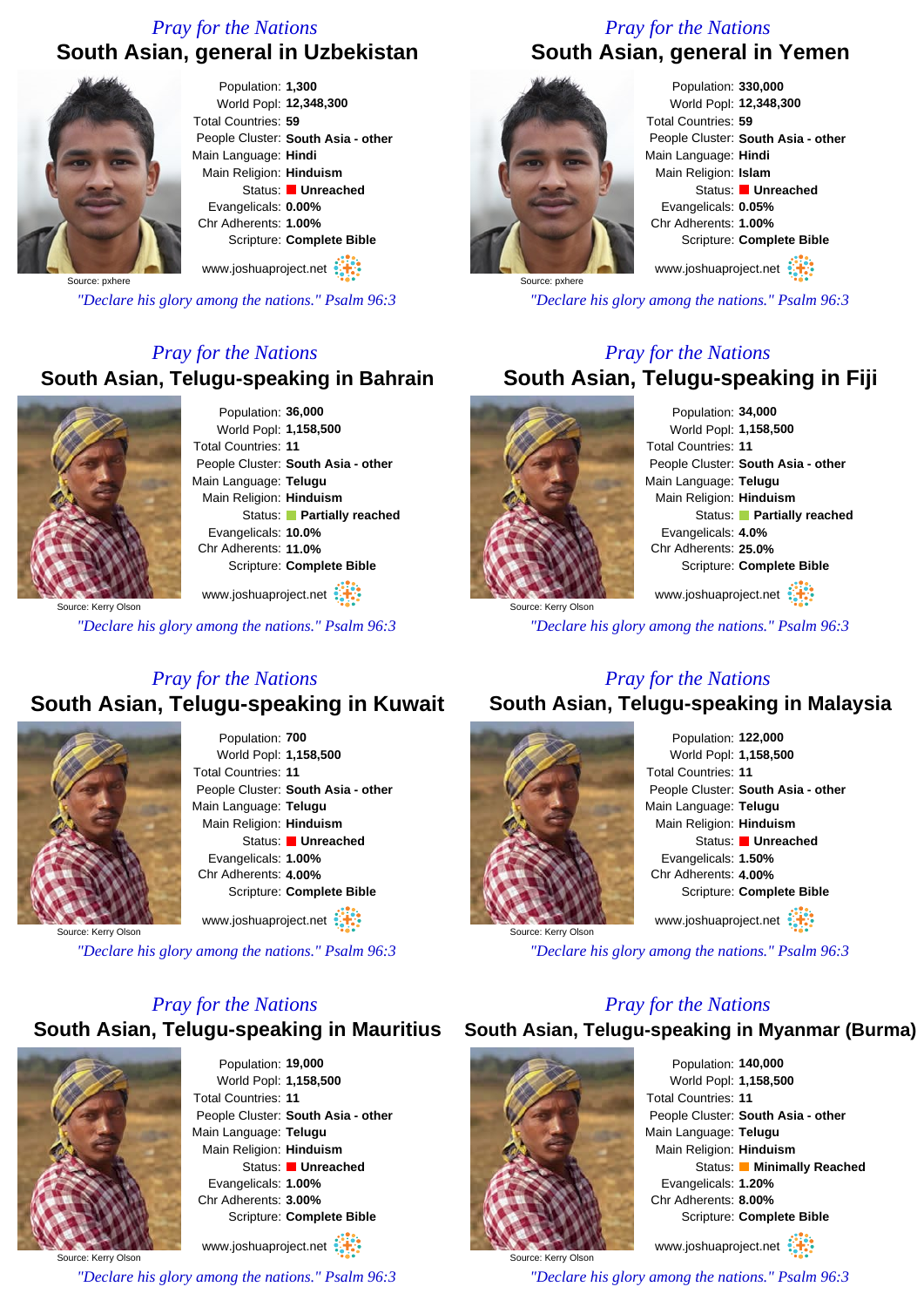*Pray for the Nations*

## South Asian, general in Uzbekistan

Source: pxhere

Population: **1,300**
World Popl: **12,348,300**
Total Countries: **59**
People Cluster: **South Asia - other**
Main Language: **Hindi**
Main Religion: **Hinduism**
Status: **Unreached**
Evangelicals: **0.00%**
Chr Adherents: **1.00%**
Scripture: **Complete Bible**

www.joshuaproject.net

*"Declare his glory among the nations." Psalm 96:3*

*Pray for the Nations*

## South Asian, general in Yemen

Source: pxhere

Population: **330,000**
World Popl: **12,348,300**
Total Countries: **59**
People Cluster: **South Asia - other**
Main Language: **Hindi**
Main Religion: **Islam**
Status: **Unreached**
Evangelicals: **0.05%**
Chr Adherents: **1.00%**
Scripture: **Complete Bible**

www.joshuaproject.net

*"Declare his glory among the nations." Psalm 96:3*

*Pray for the Nations*

## South Asian, Telugu-speaking in Bahrain

Source: Kerry Olson

Population: **36,000**
World Popl: **1,158,500**
Total Countries: **11**
People Cluster: **South Asia - other**
Main Language: **Telugu**
Main Religion: **Hinduism**
Status: **Partially reached**
Evangelicals: **10.0%**
Chr Adherents: **11.0%**
Scripture: **Complete Bible**

www.joshuaproject.net

*"Declare his glory among the nations." Psalm 96:3*

*Pray for the Nations*

## South Asian, Telugu-speaking in Fiji

Source: Kerry Olson

Population: **34,000**
World Popl: **1,158,500**
Total Countries: **11**
People Cluster: **South Asia - other**
Main Language: **Telugu**
Main Religion: **Hinduism**
Status: **Partially reached**
Evangelicals: **4.0%**
Chr Adherents: **25.0%**
Scripture: **Complete Bible**

www.joshuaproject.net

*"Declare his glory among the nations." Psalm 96:3*

*Pray for the Nations*

## South Asian, Telugu-speaking in Kuwait

Source: Kerry Olson

Population: **700**
World Popl: **1,158,500**
Total Countries: **11**
People Cluster: **South Asia - other**
Main Language: **Telugu**
Main Religion: **Hinduism**
Status: **Unreached**
Evangelicals: **1.00%**
Chr Adherents: **4.00%**
Scripture: **Complete Bible**

www.joshuaproject.net

*"Declare his glory among the nations." Psalm 96:3*

*Pray for the Nations*

## South Asian, Telugu-speaking in Malaysia

Source: Kerry Olson

Population: **122,000**
World Popl: **1,158,500**
Total Countries: **11**
People Cluster: **South Asia - other**
Main Language: **Telugu**
Main Religion: **Hinduism**
Status: **Unreached**
Evangelicals: **1.50%**
Chr Adherents: **4.00%**
Scripture: **Complete Bible**

www.joshuaproject.net

*"Declare his glory among the nations." Psalm 96:3*

*Pray for the Nations*

## South Asian, Telugu-speaking in Mauritius

Source: Kerry Olson

Population: **19,000**
World Popl: **1,158,500**
Total Countries: **11**
People Cluster: **South Asia - other**
Main Language: **Telugu**
Main Religion: **Hinduism**
Status: **Unreached**
Evangelicals: **1.00%**
Chr Adherents: **3.00%**
Scripture: **Complete Bible**

www.joshuaproject.net

*"Declare his glory among the nations." Psalm 96:3*

*Pray for the Nations*

## South Asian, Telugu-speaking in Myanmar (Burma)

Source: Kerry Olson

Population: **140,000**
World Popl: **1,158,500**
Total Countries: **11**
People Cluster: **South Asia - other**
Main Language: **Telugu**
Main Religion: **Hinduism**
Status: **Minimally Reached**
Evangelicals: **1.20%**
Chr Adherents: **8.00%**
Scripture: **Complete Bible**

www.joshuaproject.net

*"Declare his glory among the nations." Psalm 96:3*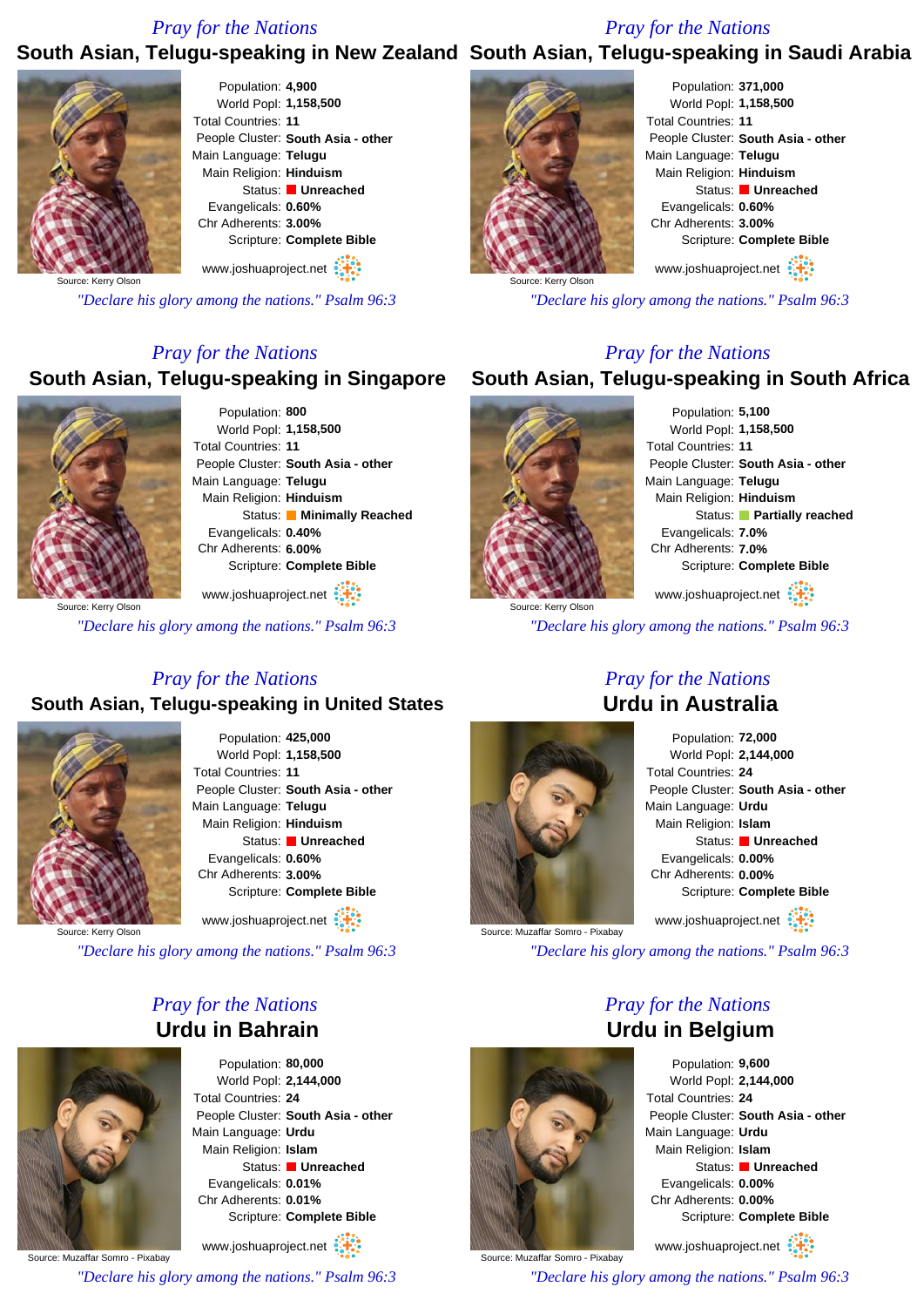*Pray for the Nations*

## South Asian, Telugu-speaking in New Zealand

Source: Kerry Olson

Population: **4,900**
World Popl: **1,158,500**
Total Countries: **11**
People Cluster: **South Asia - other**
Main Language: **Telugu**
Main Religion: **Hinduism**
Status: **Unreached**
Evangelicals: **0.60%**
Chr Adherents: **3.00%**
Scripture: **Complete Bible**

www.joshuaproject.net

*"Declare his glory among the nations." Psalm 96:3*

*Pray for the Nations*

## South Asian, Telugu-speaking in Saudi Arabia

Source: Kerry Olson

Population: **371,000**
World Popl: **1,158,500**
Total Countries: **11**
People Cluster: **South Asia - other**
Main Language: **Telugu**
Main Religion: **Hinduism**
Status: **Unreached**
Evangelicals: **0.60%**
Chr Adherents: **3.00%**
Scripture: **Complete Bible**

www.joshuaproject.net

*"Declare his glory among the nations." Psalm 96:3*

*Pray for the Nations*

## South Asian, Telugu-speaking in Singapore

Source: Kerry Olson

Population: **800**
World Popl: **1,158,500**
Total Countries: **11**
People Cluster: **South Asia - other**
Main Language: **Telugu**
Main Religion: **Hinduism**
Status: **Minimally Reached**
Evangelicals: **0.40%**
Chr Adherents: **6.00%**
Scripture: **Complete Bible**

www.joshuaproject.net

*"Declare his glory among the nations." Psalm 96:3*

*Pray for the Nations*

## South Asian, Telugu-speaking in South Africa

Source: Kerry Olson

Population: **5,100**
World Popl: **1,158,500**
Total Countries: **11**
People Cluster: **South Asia - other**
Main Language: **Telugu**
Main Religion: **Hinduism**
Status: **Partially reached**
Evangelicals: **7.0%**
Chr Adherents: **7.0%**
Scripture: **Complete Bible**

www.joshuaproject.net

*"Declare his glory among the nations." Psalm 96:3*

*Pray for the Nations*

## South Asian, Telugu-speaking in United States

Source: Kerry Olson

Population: **425,000**
World Popl: **1,158,500**
Total Countries: **11**
People Cluster: **South Asia - other**
Main Language: **Telugu**
Main Religion: **Hinduism**
Status: **Unreached**
Evangelicals: **0.60%**
Chr Adherents: **3.00%**
Scripture: **Complete Bible**

www.joshuaproject.net

*"Declare his glory among the nations." Psalm 96:3*

*Pray for the Nations*

## Urdu in Australia

Source: Muzaffar Somro - Pixabay

Population: **72,000**
World Popl: **2,144,000**
Total Countries: **24**
People Cluster: **South Asia - other**
Main Language: **Urdu**
Main Religion: **Islam**
Status: **Unreached**
Evangelicals: **0.00%**
Chr Adherents: **0.00%**
Scripture: **Complete Bible**

www.joshuaproject.net

*"Declare his glory among the nations." Psalm 96:3*

*Pray for the Nations*

## Urdu in Bahrain

Source: Muzaffar Somro - Pixabay

Population: **80,000**
World Popl: **2,144,000**
Total Countries: **24**
People Cluster: **South Asia - other**
Main Language: **Urdu**
Main Religion: **Islam**
Status: **Unreached**
Evangelicals: **0.01%**
Chr Adherents: **0.01%**
Scripture: **Complete Bible**

www.joshuaproject.net

*"Declare his glory among the nations." Psalm 96:3*

*Pray for the Nations*

## Urdu in Belgium

Source: Muzaffar Somro - Pixabay

Population: **9,600**
World Popl: **2,144,000**
Total Countries: **24**
People Cluster: **South Asia - other**
Main Language: **Urdu**
Main Religion: **Islam**
Status: **Unreached**
Evangelicals: **0.00%**
Chr Adherents: **0.00%**
Scripture: **Complete Bible**

www.joshuaproject.net

*"Declare his glory among the nations." Psalm 96:3*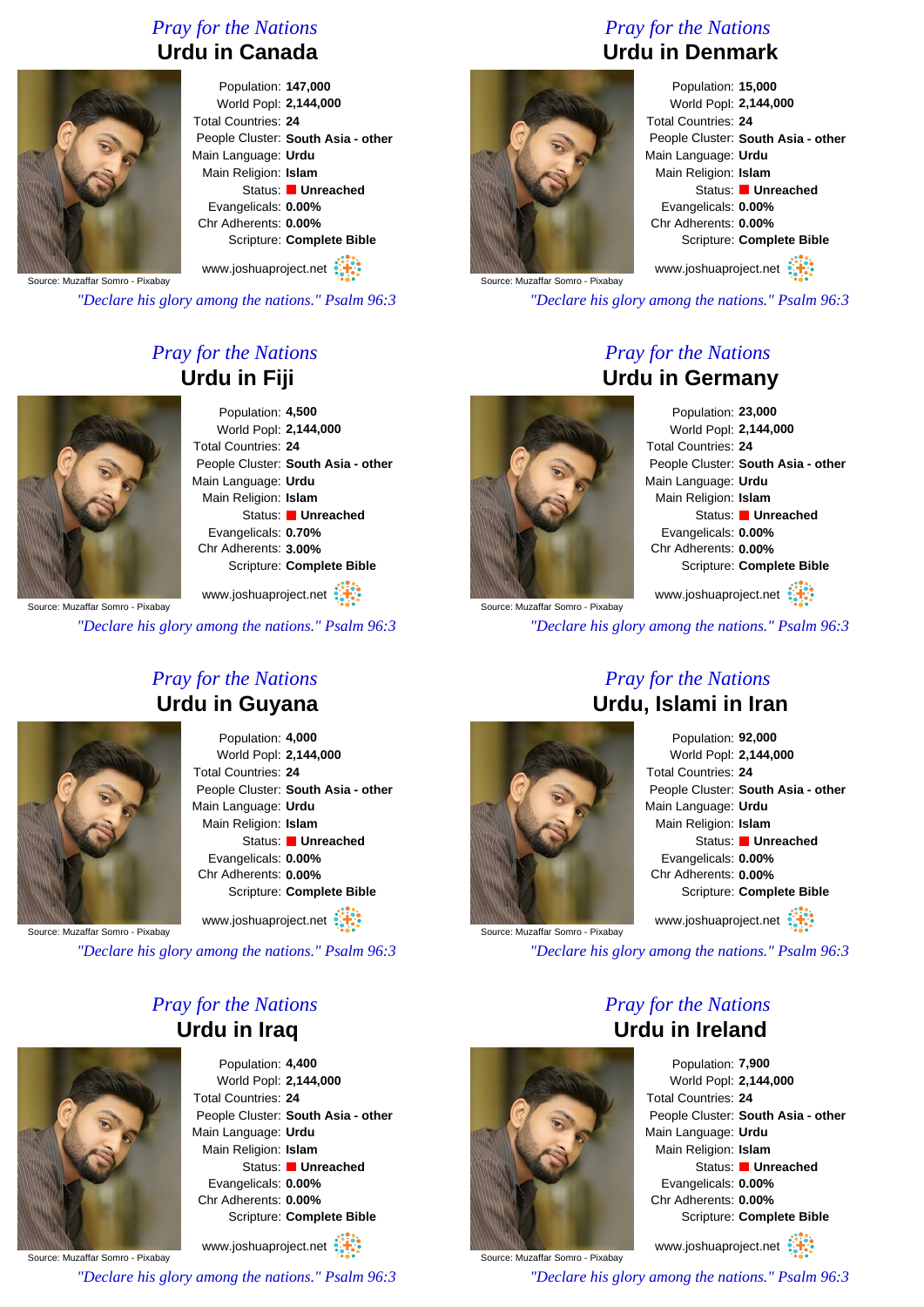## Pray for the Nations

# Urdu in Canada

Source: Muzaffar Somro - Pixabay

Population: **147,000**
World Popl: **2,144,000**
Total Countries: **24**
People Cluster: **South Asia - other**
Main Language: **Urdu**
Main Religion: **Islam**
Status: **Unreached**
Evangelicals: **0.00%**
Chr Adherents: **0.00%**
Scripture: **Complete Bible**

www.joshuaproject.net

*"Declare his glory among the nations." Psalm 96:3*

## Pray for the Nations

# Urdu in Denmark

Source: Muzaffar Somro - Pixabay

Population: **15,000**
World Popl: **2,144,000**
Total Countries: **24**
People Cluster: **South Asia - other**
Main Language: **Urdu**
Main Religion: **Islam**
Status: **Unreached**
Evangelicals: **0.00%**
Chr Adherents: **0.00%**
Scripture: **Complete Bible**

www.joshuaproject.net

*"Declare his glory among the nations." Psalm 96:3*

## Pray for the Nations

# Urdu in Fiji

Source: Muzaffar Somro - Pixabay

Population: **4,500**
World Popl: **2,144,000**
Total Countries: **24**
People Cluster: **South Asia - other**
Main Language: **Urdu**
Main Religion: **Islam**
Status: **Unreached**
Evangelicals: **0.70%**
Chr Adherents: **3.00%**
Scripture: **Complete Bible**

www.joshuaproject.net

*"Declare his glory among the nations." Psalm 96:3*

## Pray for the Nations

# Urdu in Germany

Source: Muzaffar Somro - Pixabay

Population: **23,000**
World Popl: **2,144,000**
Total Countries: **24**
People Cluster: **South Asia - other**
Main Language: **Urdu**
Main Religion: **Islam**
Status: **Unreached**
Evangelicals: **0.00%**
Chr Adherents: **0.00%**
Scripture: **Complete Bible**

www.joshuaproject.net

*"Declare his glory among the nations." Psalm 96:3*

## Pray for the Nations

# Urdu in Guyana

Source: Muzaffar Somro - Pixabay

Population: **4,000**
World Popl: **2,144,000**
Total Countries: **24**
People Cluster: **South Asia - other**
Main Language: **Urdu**
Main Religion: **Islam**
Status: **Unreached**
Evangelicals: **0.00%**
Chr Adherents: **0.00%**
Scripture: **Complete Bible**

www.joshuaproject.net

*"Declare his glory among the nations." Psalm 96:3*

## Pray for the Nations

# Urdu, Islami in Iran

Source: Muzaffar Somro - Pixabay

Population: **92,000**
World Popl: **2,144,000**
Total Countries: **24**
People Cluster: **South Asia - other**
Main Language: **Urdu**
Main Religion: **Islam**
Status: **Unreached**
Evangelicals: **0.00%**
Chr Adherents: **0.00%**
Scripture: **Complete Bible**

www.joshuaproject.net

*"Declare his glory among the nations." Psalm 96:3*

## Pray for the Nations

# Urdu in Iraq

Source: Muzaffar Somro - Pixabay

Population: **4,400**
World Popl: **2,144,000**
Total Countries: **24**
People Cluster: **South Asia - other**
Main Language: **Urdu**
Main Religion: **Islam**
Status: **Unreached**
Evangelicals: **0.00%**
Chr Adherents: **0.00%**
Scripture: **Complete Bible**

www.joshuaproject.net

*"Declare his glory among the nations." Psalm 96:3*

## Pray for the Nations

# Urdu in Ireland

Source: Muzaffar Somro - Pixabay

Population: **7,900**
World Popl: **2,144,000**
Total Countries: **24**
People Cluster: **South Asia - other**
Main Language: **Urdu**
Main Religion: **Islam**
Status: **Unreached**
Evangelicals: **0.00%**
Chr Adherents: **0.00%**
Scripture: **Complete Bible**

www.joshuaproject.net

*"Declare his glory among the nations." Psalm 96:3*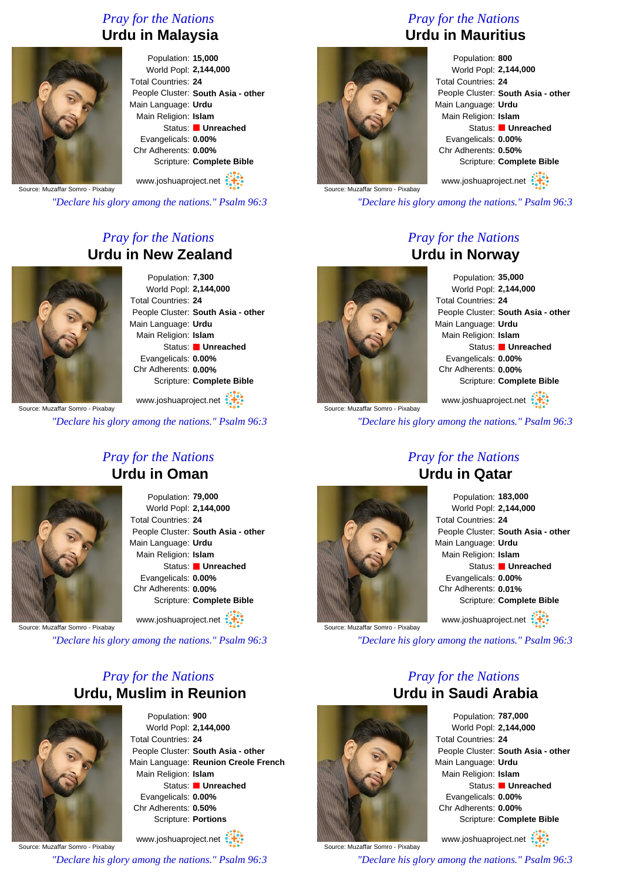*Pray for the Nations*

## Urdu in Malaysia

Population: **15,000**
World Popl: **2,144,000**
Total Countries: **24**
People Cluster: **South Asia - other**
Main Language: **Urdu**
Main Religion: **Islam**
Status: **Unreached**
Evangelicals: **0.00%**
Chr Adherents: **0.00%**
Scripture: **Complete Bible**

Source: Muzaffar Somro - Pixabay

www.joshuaproject.net

*"Declare his glory among the nations." Psalm 96:3*

*Pray for the Nations*

## Urdu in Mauritius

Population: **800**
World Popl: **2,144,000**
Total Countries: **24**
People Cluster: **South Asia - other**
Main Language: **Urdu**
Main Religion: **Islam**
Status: **Unreached**
Evangelicals: **0.00%**
Chr Adherents: **0.50%**
Scripture: **Complete Bible**

Source: Muzaffar Somro - Pixabay

www.joshuaproject.net

*"Declare his glory among the nations." Psalm 96:3*

*Pray for the Nations*

## Urdu in New Zealand

Population: **7,300**
World Popl: **2,144,000**
Total Countries: **24**
People Cluster: **South Asia - other**
Main Language: **Urdu**
Main Religion: **Islam**
Status: **Unreached**
Evangelicals: **0.00%**
Chr Adherents: **0.00%**
Scripture: **Complete Bible**

Source: Muzaffar Somro - Pixabay

www.joshuaproject.net

*"Declare his glory among the nations." Psalm 96:3*

*Pray for the Nations*

## Urdu in Norway

Population: **35,000**
World Popl: **2,144,000**
Total Countries: **24**
People Cluster: **South Asia - other**
Main Language: **Urdu**
Main Religion: **Islam**
Status: **Unreached**
Evangelicals: **0.00%**
Chr Adherents: **0.00%**
Scripture: **Complete Bible**

Source: Muzaffar Somro - Pixabay

www.joshuaproject.net

*"Declare his glory among the nations." Psalm 96:3*

*Pray for the Nations*

## Urdu in Oman

Population: **79,000**
World Popl: **2,144,000**
Total Countries: **24**
People Cluster: **South Asia - other**
Main Language: **Urdu**
Main Religion: **Islam**
Status: **Unreached**
Evangelicals: **0.00%**
Chr Adherents: **0.00%**
Scripture: **Complete Bible**

Source: Muzaffar Somro - Pixabay

www.joshuaproject.net

*"Declare his glory among the nations." Psalm 96:3*

*Pray for the Nations*

## Urdu in Qatar

Population: **183,000**
World Popl: **2,144,000**
Total Countries: **24**
People Cluster: **South Asia - other**
Main Language: **Urdu**
Main Religion: **Islam**
Status: **Unreached**
Evangelicals: **0.00%**
Chr Adherents: **0.01%**
Scripture: **Complete Bible**

Source: Muzaffar Somro - Pixabay

www.joshuaproject.net

*"Declare his glory among the nations." Psalm 96:3*

*Pray for the Nations*

## Urdu, Muslim in Reunion

Population: **900**
World Popl: **2,144,000**
Total Countries: **24**
People Cluster: **South Asia - other**
Main Language: **Reunion Creole French**
Main Religion: **Islam**
Status: **Unreached**
Evangelicals: **0.00%**
Chr Adherents: **0.50%**
Scripture: **Portions**

Source: Muzaffar Somro - Pixabay

www.joshuaproject.net

*"Declare his glory among the nations." Psalm 96:3*

*Pray for the Nations*

## Urdu in Saudi Arabia

Population: **787,000**
World Popl: **2,144,000**
Total Countries: **24**
People Cluster: **South Asia - other**
Main Language: **Urdu**
Main Religion: **Islam**
Status: **Unreached**
Evangelicals: **0.00%**
Chr Adherents: **0.00%**
Scripture: **Complete Bible**

Source: Muzaffar Somro - Pixabay

www.joshuaproject.net

*"Declare his glory among the nations." Psalm 96:3*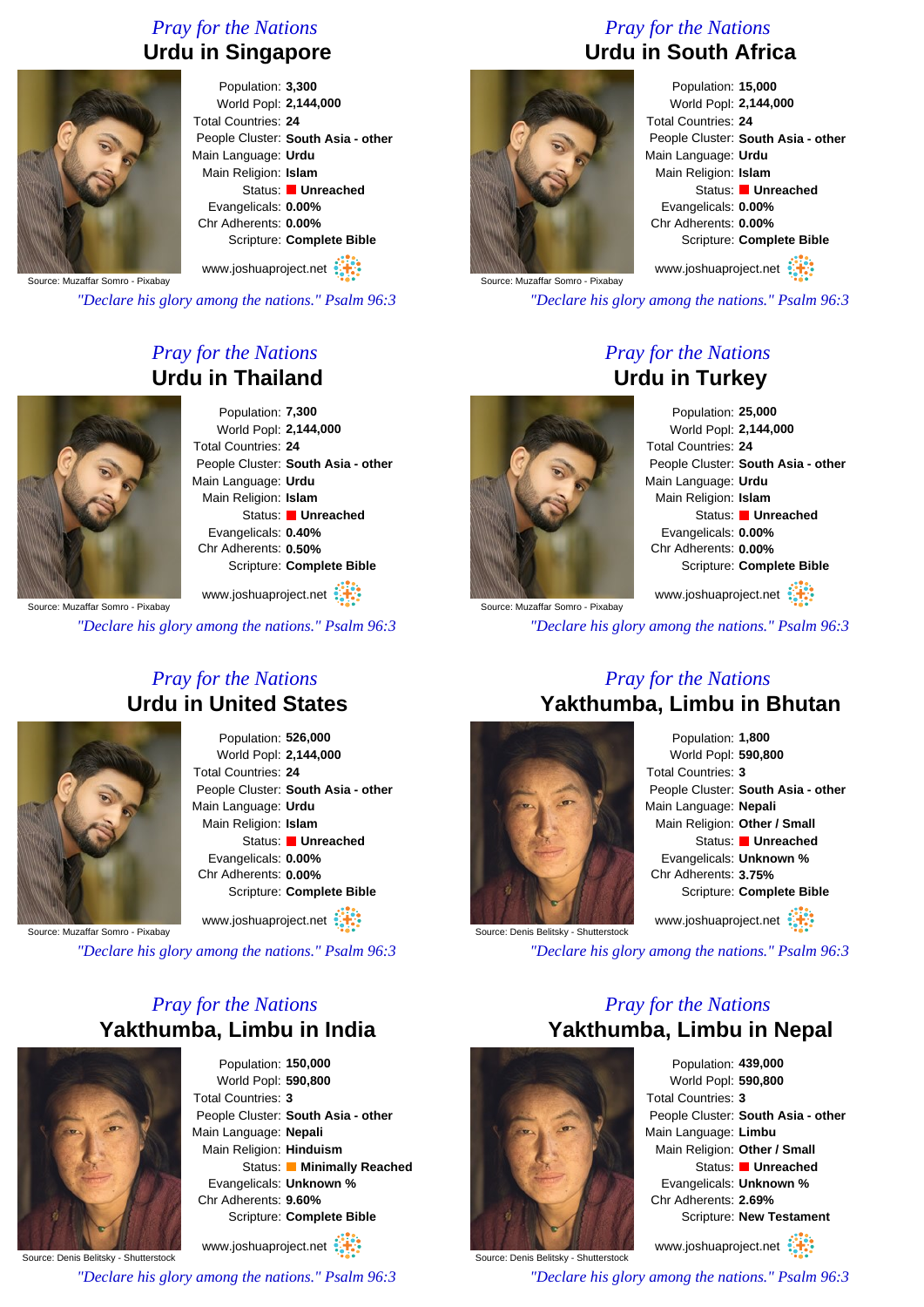*Pray for the Nations*

## Urdu in Singapore

Population: **3,300**
World Popl: **2,144,000**
Total Countries: **24**
People Cluster: **South Asia - other**
Main Language: **Urdu**
Main Religion: **Islam**
Status: **Unreached**
Evangelicals: **0.00%**
Chr Adherents: **0.00%**
Scripture: **Complete Bible**

Source: Muzaffar Somro - Pixabay

www.joshuaproject.net

*"Declare his glory among the nations." Psalm 96:3*

*Pray for the Nations*

## Urdu in South Africa

Population: **15,000**
World Popl: **2,144,000**
Total Countries: **24**
People Cluster: **South Asia - other**
Main Language: **Urdu**
Main Religion: **Islam**
Status: **Unreached**
Evangelicals: **0.00%**
Chr Adherents: **0.00%**
Scripture: **Complete Bible**

Source: Muzaffar Somro - Pixabay

www.joshuaproject.net

*"Declare his glory among the nations." Psalm 96:3*

*Pray for the Nations*

## Urdu in Thailand

Population: **7,300**
World Popl: **2,144,000**
Total Countries: **24**
People Cluster: **South Asia - other**
Main Language: **Urdu**
Main Religion: **Islam**
Status: **Unreached**
Evangelicals: **0.40%**
Chr Adherents: **0.50%**
Scripture: **Complete Bible**

Source: Muzaffar Somro - Pixabay

www.joshuaproject.net

*"Declare his glory among the nations." Psalm 96:3*

*Pray for the Nations*

## Urdu in Turkey

Population: **25,000**
World Popl: **2,144,000**
Total Countries: **24**
People Cluster: **South Asia - other**
Main Language: **Urdu**
Main Religion: **Islam**
Status: **Unreached**
Evangelicals: **0.00%**
Chr Adherents: **0.00%**
Scripture: **Complete Bible**

Source: Muzaffar Somro - Pixabay

www.joshuaproject.net

*"Declare his glory among the nations." Psalm 96:3*

*Pray for the Nations*

## Urdu in United States

Population: **526,000**
World Popl: **2,144,000**
Total Countries: **24**
People Cluster: **South Asia - other**
Main Language: **Urdu**
Main Religion: **Islam**
Status: **Unreached**
Evangelicals: **0.00%**
Chr Adherents: **0.00%**
Scripture: **Complete Bible**

Source: Muzaffar Somro - Pixabay

www.joshuaproject.net

*"Declare his glory among the nations." Psalm 96:3*

*Pray for the Nations*

## Yakthumba, Limbu in Bhutan

Population: **1,800**
World Popl: **590,800**
Total Countries: **3**
People Cluster: **South Asia - other**
Main Language: **Nepali**
Main Religion: **Other / Small**
Status: **Unreached**
Evangelicals: **Unknown %**
Chr Adherents: **3.75%**
Scripture: **Complete Bible**

Source: Denis Belitsky - Shutterstock

www.joshuaproject.net

*"Declare his glory among the nations." Psalm 96:3*

*Pray for the Nations*

## Yakthumba, Limbu in India

Population: **150,000**
World Popl: **590,800**
Total Countries: **3**
People Cluster: **South Asia - other**
Main Language: **Nepali**
Main Religion: **Hinduism**
Status: **Minimally Reached**
Evangelicals: **Unknown %**
Chr Adherents: **9.60%**
Scripture: **Complete Bible**

Source: Denis Belitsky - Shutterstock

www.joshuaproject.net

*"Declare his glory among the nations." Psalm 96:3*

*Pray for the Nations*

## Yakthumba, Limbu in Nepal

Population: **439,000**
World Popl: **590,800**
Total Countries: **3**
People Cluster: **South Asia - other**
Main Language: **Limbu**
Main Religion: **Other / Small**
Status: **Unreached**
Evangelicals: **Unknown %**
Chr Adherents: **2.69%**
Scripture: **New Testament**

Source: Denis Belitsky - Shutterstock

www.joshuaproject.net

*"Declare his glory among the nations." Psalm 96:3*